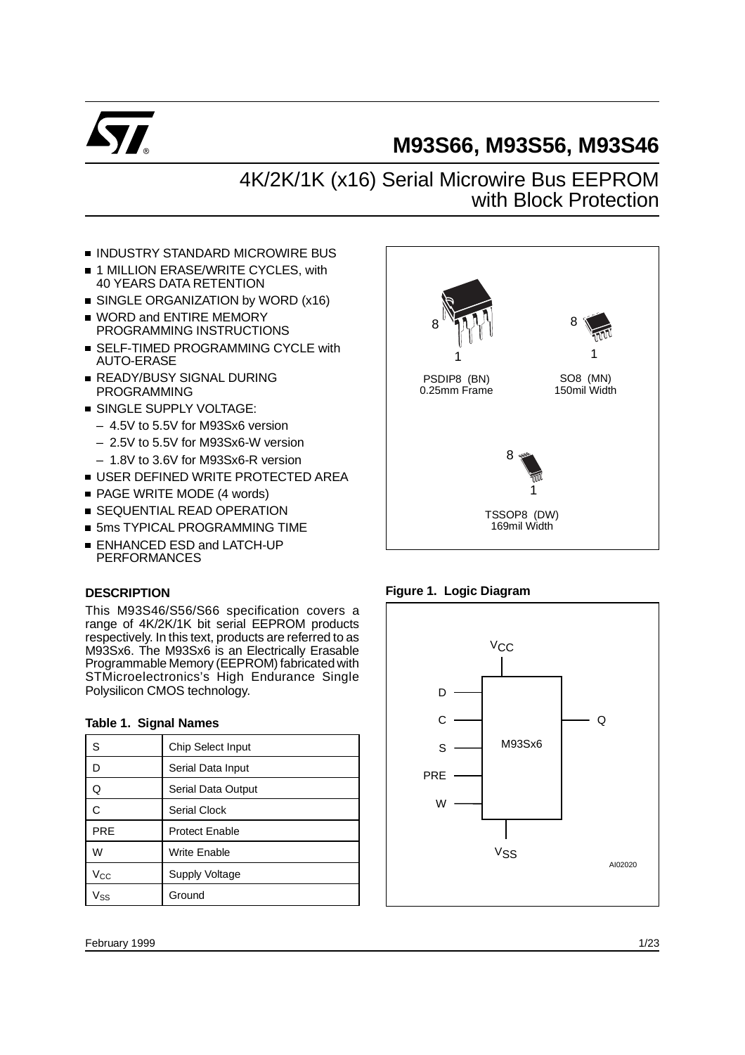# M93S66, M93S56, M93S46

## 4K/2K/1K (x16) Serial Microwire Bus EEPROM with Block Protection

- INDUSTRY STANDARD MICROWIRE BUS
- 1 MILLION ERASE/WRITE CYCLES, with 40 YEARS DATA RETENTION
- SINGLE ORGANIZATION by WORD (x16)
- WORD and ENTIRE MEMORY PROGRAMMING INSTRUCTIONS
- SELF-TIMED PROGRAMMING CYCLE with AUTO-ERASE
- READY/BUSY SIGNAL DURING PROGRAMMING
- SINGLE SUPPLY VOLTAGE:
  - 4.5V to 5.5V for M93Sx6 version
  - 2.5V to 5.5V for M93Sx6-W version
  - 1.8V to 3.6V for M93Sx6-R version
- USER DEFINED WRITE PROTECTED AREA
- PAGE WRITE MODE (4 words)
- SEQUENTIAL READ OPERATION
- 5ms TYPICAL PROGRAMMING TIME
- ENHANCED ESD and LATCH-UP PERFORMANCES

PSDIP8 (BN) 0.25mm Frame

SO8 (MN) 150mil Width

TSSOP8 (DW) 169mil Width

### DESCRIPTION

This M93S46/S56/S66 specification covers a range of 4K/2K/1K bit serial EEPROM products respectively. In this text, products are referred to as M93Sx6. The M93Sx6 is an Electrically Erasable Programmable Memory (EEPROM) fabricated with STMicroelectronics's High Endurance Single Polysilicon CMOS technology.

**Table 1. Signal Names**

| | |
|---|---|
| S | Chip Select Input |
| D | Serial Data Input |
| Q | Serial Data Output |
| C | Serial Clock |
| PRE | Protect Enable |
| W | Write Enable |
| $V_{CC}$ | Supply Voltage |
| $V_{SS}$ | Ground |

**Figure 1. Logic Diagram**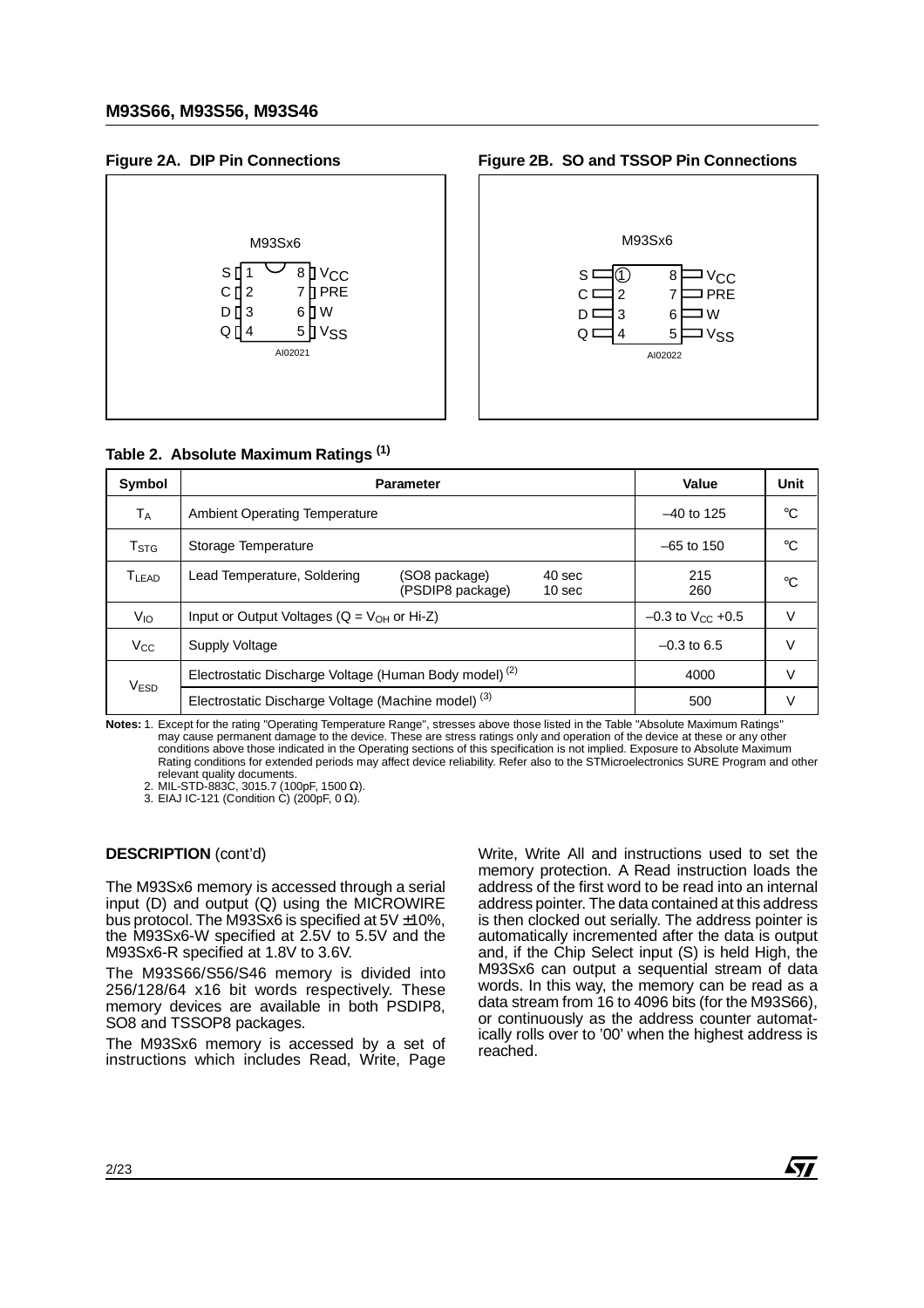**Figure 2A. DIP Pin Connections**

M93Sx6

| Pin | | Pin | |
|---|---|---|---|
| S | 1 | 8 | $V_{CC}$ |
| C | 2 | 7 | PRE |
| D | 3 | 6 | W |
| Q | 4 | 5 | $V_{SS}$ |

AI02021

**Figure 2B. SO and TSSOP Pin Connections**

M93Sx6

| Pin | | Pin | |
|---|---|---|---|
| S | 1 | 8 | $V_{CC}$ |
| C | 2 | 7 | PRE |
| D | 3 | 6 | W |
| Q | 4 | 5 | $V_{SS}$ |

AI02022

**Table 2. Absolute Maximum Ratings** (1)

| Symbol | Parameter | Value | Unit |
|---|---|---|---|
| $T_A$ | Ambient Operating Temperature | –40 to 125 | °C |
| $T_{STG}$ | Storage Temperature | –65 to 150 | °C |
| $T_{LEAD}$ | Lead Temperature, Soldering (SO8 package) 40 sec / (PSDIP8 package) 10 sec | 215 / 260 | °C |
| $V_{IO}$ | Input or Output Voltages (Q = $V_{OH}$ or Hi-Z) | –0.3 to $V_{CC}$ +0.5 | V |
| $V_{CC}$ | Supply Voltage | –0.3 to 6.5 | V |
| $V_{ESD}$ | Electrostatic Discharge Voltage (Human Body model) (2) | 4000 | V |
| | Electrostatic Discharge Voltage (Machine model) (3) | 500 | V |

**Notes:** 1. Except for the rating "Operating Temperature Range", stresses above those listed in the Table "Absolute Maximum Ratings" may cause permanent damage to the device. These are stress ratings only and operation of the device at these or any other conditions above those indicated in the Operating sections of this specification is not implied. Exposure to Absolute Maximum Rating conditions for extended periods may affect device reliability. Refer also to the STMicroelectronics SURE Program and other relevant quality documents.
2. MIL-STD-883C, 3015.7 (100pF, 1500 Ω).
3. EIAJ IC-121 (Condition C) (200pF, 0 Ω).

**DESCRIPTION** (cont'd)

The M93Sx6 memory is accessed through a serial input (D) and output (Q) using the MICROWIRE bus protocol. The M93Sx6 is specified at 5V ±10%, the M93Sx6-W specified at 2.5V to 5.5V and the M93Sx6-R specified at 1.8V to 3.6V.

The M93S66/S56/S46 memory is divided into 256/128/64 x16 bit words respectively. These memory devices are available in both PSDIP8, SO8 and TSSOP8 packages.

The M93Sx6 memory is accessed by a set of instructions which includes Read, Write, Page Write, Write All and instructions used to set the memory protection. A Read instruction loads the address of the first word to be read into an internal address pointer. The data contained at this address is then clocked out serially. The address pointer is automatically incremented after the data is output and, if the Chip Select input (S) is held High, the M93Sx6 can output a sequential stream of data words. In this way, the memory can be read as a data stream from 16 to 4096 bits (for the M93S66), or continuously as the address counter automatically rolls over to '00' when the highest address is reached.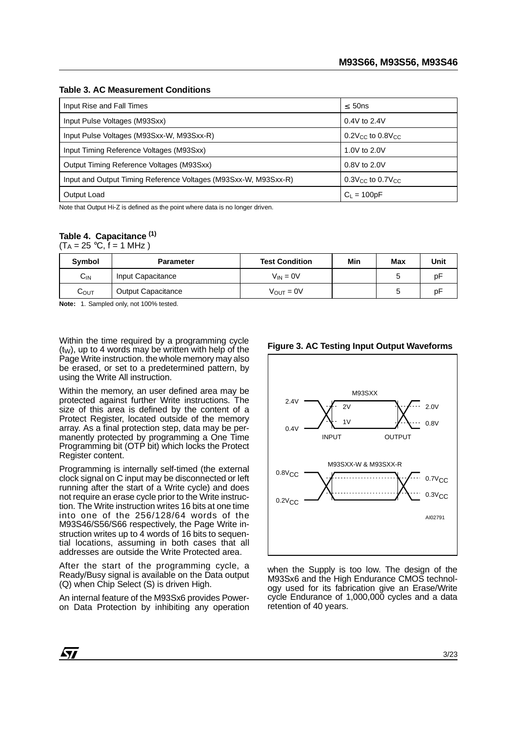**Table 3. AC Measurement Conditions**

| | |
|---|---|
| Input Rise and Fall Times | ≤ 50ns |
| Input Pulse Voltages (M93Sxx) | 0.4V to 2.4V |
| Input Pulse Voltages (M93Sxx-W, M93Sxx-R) | $0.2V_{CC}$ to $0.8V_{CC}$ |
| Input Timing Reference Voltages (M93Sxx) | 1.0V to 2.0V |
| Output Timing Reference Voltages (M93Sxx) | 0.8V to 2.0V |
| Input and Output Timing Reference Voltages (M93Sxx-W, M93Sxx-R) | $0.3V_{CC}$ to $0.7V_{CC}$ |
| Output Load | $C_L$ = 100pF |

Note that Output Hi-Z is defined as the point where data is no longer driven.

**Table 4. Capacitance [(1)]**
($T_A$ = 25 °C, f = 1 MHz )

| Symbol | Parameter | Test Condition | Min | Max | Unit |
|---|---|---|---|---|---|
| $C_{IN}$ | Input Capacitance | $V_{IN}$ = 0V | | 5 | pF |
| $C_{OUT}$ | Output Capacitance | $V_{OUT}$ = 0V | | 5 | pF |

**Note:** 1. Sampled only, not 100% tested.

Within the time required by a programming cycle ($t_W$), up to 4 words may be written with help of the Page Write instruction. the whole memory may also be erased, or set to a predetermined pattern, by using the Write All instruction.

Within the memory, an user defined area may be protected against further Write instructions. The size of this area is defined by the content of a Protect Register, located outside of the memory array. As a final protection step, data may be permanently protected by programming a One Time Programming bit (OTP bit) which locks the Protect Register content.

Programming is internally self-timed (the external clock signal on C input may be disconnected or left running after the start of a Write cycle) and does not require an erase cycle prior to the Write instruction. The Write instruction writes 16 bits at one time into one of the 256/128/64 words of the M93S46/S56/S66 respectively, the Page Write instruction writes up to 4 words of 16 bits to sequential locations, assuming in both cases that all addresses are outside the Write Protected area.

After the start of the programming cycle, a Ready/Busy signal is available on the Data output (Q) when Chip Select (S) is driven High.

An internal feature of the M93Sx6 provides Power-on Data Protection by inhibiting any operation when the Supply is too low. The design of the M93Sx6 and the High Endurance CMOS technology used for its fabrication give an Erase/Write cycle Endurance of 1,000,000 cycles and a data retention of 40 years.

**Figure 3. AC Testing Input Output Waveforms**

M93SXX: 2.4V / 0.4V input; 2V / 1V INPUT reference; 2.0V / 0.8V OUTPUT reference.

M93SXX-W & M93SXX-R: $0.8V_{CC}$ / $0.2V_{CC}$ input; $0.7V_{CC}$ / $0.3V_{CC}$ reference.

AI02791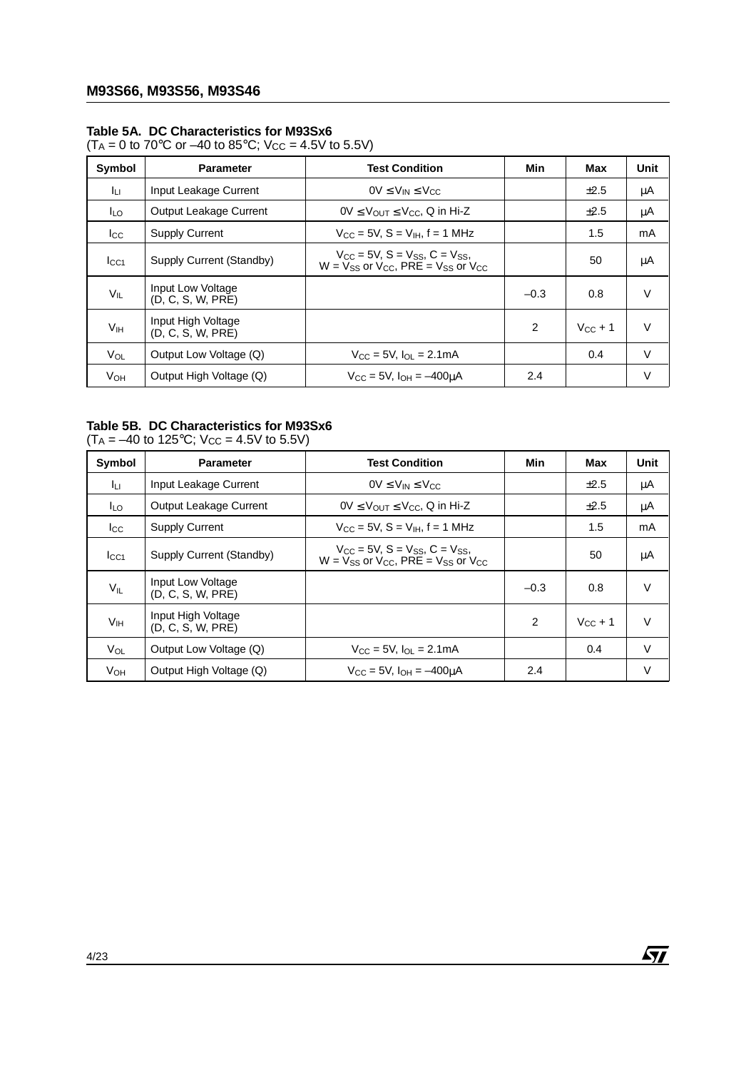**Table 5A. DC Characteristics for M93Sx6**
($T_A$ = 0 to 70°C or –40 to 85°C; $V_{CC}$ = 4.5V to 5.5V)

| Symbol | Parameter | Test Condition | Min | Max | Unit |
|---|---|---|---|---|---|
| $I_{LI}$ | Input Leakage Current | $0V \le V_{IN} \le V_{CC}$ | | ±2.5 | µA |
| $I_{LO}$ | Output Leakage Current | $0V \le V_{OUT} \le V_{CC}$, Q in Hi-Z | | ±2.5 | µA |
| $I_{CC}$ | Supply Current | $V_{CC}$ = 5V, S = $V_{IH}$, f = 1 MHz | | 1.5 | mA |
| $I_{CC1}$ | Supply Current (Standby) | $V_{CC}$ = 5V, S = $V_{SS}$, C = $V_{SS}$, W = $V_{SS}$ or $V_{CC}$, PRE = $V_{SS}$ or $V_{CC}$ | | 50 | µA |
| $V_{IL}$ | Input Low Voltage (D, C, S, W, PRE) | | –0.3 | 0.8 | V |
| $V_{IH}$ | Input High Voltage (D, C, S, W, PRE) | | 2 | $V_{CC}$ + 1 | V |
| $V_{OL}$ | Output Low Voltage (Q) | $V_{CC}$ = 5V, $I_{OL}$ = 2.1mA | | 0.4 | V |
| $V_{OH}$ | Output High Voltage (Q) | $V_{CC}$ = 5V, $I_{OH}$ = –400µA | 2.4 | | V |

**Table 5B. DC Characteristics for M93Sx6**
($T_A$ = –40 to 125°C; $V_{CC}$ = 4.5V to 5.5V)

| Symbol | Parameter | Test Condition | Min | Max | Unit |
|---|---|---|---|---|---|
| $I_{LI}$ | Input Leakage Current | $0V \le V_{IN} \le V_{CC}$ | | ±2.5 | µA |
| $I_{LO}$ | Output Leakage Current | $0V \le V_{OUT} \le V_{CC}$, Q in Hi-Z | | ±2.5 | µA |
| $I_{CC}$ | Supply Current | $V_{CC}$ = 5V, S = $V_{IH}$, f = 1 MHz | | 1.5 | mA |
| $I_{CC1}$ | Supply Current (Standby) | $V_{CC}$ = 5V, S = $V_{SS}$, C = $V_{SS}$, W = $V_{SS}$ or $V_{CC}$, PRE = $V_{SS}$ or $V_{CC}$ | | 50 | µA |
| $V_{IL}$ | Input Low Voltage (D, C, S, W, PRE) | | –0.3 | 0.8 | V |
| $V_{IH}$ | Input High Voltage (D, C, S, W, PRE) | | 2 | $V_{CC}$ + 1 | V |
| $V_{OL}$ | Output Low Voltage (Q) | $V_{CC}$ = 5V, $I_{OL}$ = 2.1mA | | 0.4 | V |
| $V_{OH}$ | Output High Voltage (Q) | $V_{CC}$ = 5V, $I_{OH}$ = –400µA | 2.4 | | V |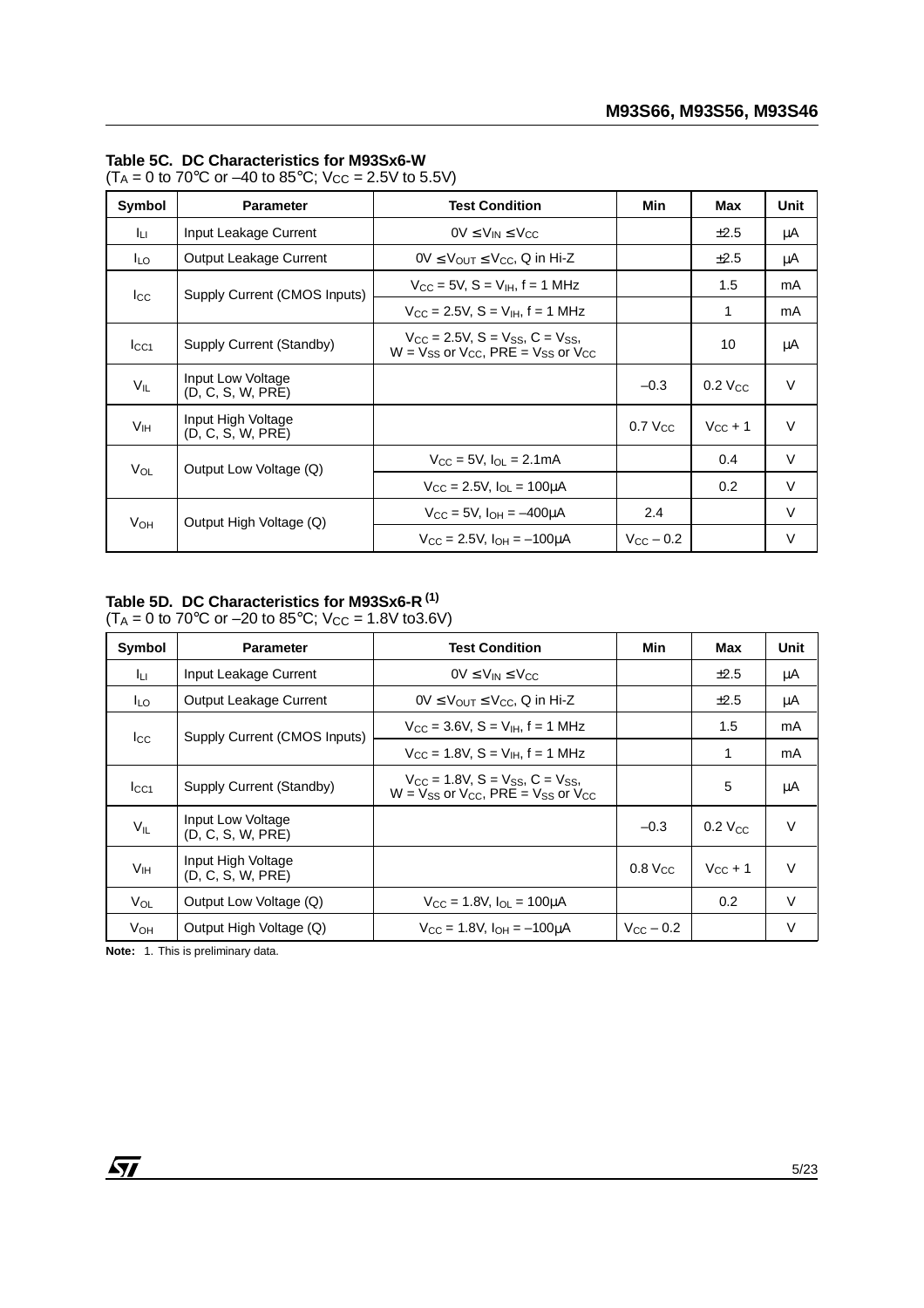**Table 5C. DC Characteristics for M93Sx6-W**
($T_A$ = 0 to 70°C or –40 to 85°C; $V_{CC}$ = 2.5V to 5.5V)

| Symbol | Parameter | Test Condition | Min | Max | Unit |
|---|---|---|---|---|---|
| $I_{LI}$ | Input Leakage Current | $0V \le V_{IN} \le V_{CC}$ | | ±2.5 | µA |
| $I_{LO}$ | Output Leakage Current | $0V \le V_{OUT} \le V_{CC}$, Q in Hi-Z | | ±2.5 | µA |
| $I_{CC}$ | Supply Current (CMOS Inputs) | $V_{CC}$ = 5V, S = $V_{IH}$, f = 1 MHz | | 1.5 | mA |
| | | $V_{CC}$ = 2.5V, S = $V_{IH}$, f = 1 MHz | | 1 | mA |
| $I_{CC1}$ | Supply Current (Standby) | $V_{CC}$ = 2.5V, S = $V_{SS}$, C = $V_{SS}$, W = $V_{SS}$ or $V_{CC}$, PRE = $V_{SS}$ or $V_{CC}$ | | 10 | µA |
| $V_{IL}$ | Input Low Voltage (D, C, S, W, PRE) | | –0.3 | 0.2 $V_{CC}$ | V |
| $V_{IH}$ | Input High Voltage (D, C, S, W, PRE) | | 0.7 $V_{CC}$ | $V_{CC}$ + 1 | V |
| $V_{OL}$ | Output Low Voltage (Q) | $V_{CC}$ = 5V, $I_{OL}$ = 2.1mA | | 0.4 | V |
| | | $V_{CC}$ = 2.5V, $I_{OL}$ = 100µA | | 0.2 | V |
| $V_{OH}$ | Output High Voltage (Q) | $V_{CC}$ = 5V, $I_{OH}$ = –400µA | 2.4 | | V |
| | | $V_{CC}$ = 2.5V, $I_{OH}$ = –100µA | $V_{CC}$ – 0.2 | | V |

**Table 5D. DC Characteristics for M93Sx6-R** [1]
($T_A$ = 0 to 70°C or –20 to 85°C; $V_{CC}$ = 1.8V to3.6V)

| Symbol | Parameter | Test Condition | Min | Max | Unit |
|---|---|---|---|---|---|
| $I_{LI}$ | Input Leakage Current | $0V \le V_{IN} \le V_{CC}$ | | ±2.5 | µA |
| $I_{LO}$ | Output Leakage Current | $0V \le V_{OUT} \le V_{CC}$, Q in Hi-Z | | ±2.5 | µA |
| $I_{CC}$ | Supply Current (CMOS Inputs) | $V_{CC}$ = 3.6V, S = $V_{IH}$, f = 1 MHz | | 1.5 | mA |
| | | $V_{CC}$ = 1.8V, S = $V_{IH}$, f = 1 MHz | | 1 | mA |
| $I_{CC1}$ | Supply Current (Standby) | $V_{CC}$ = 1.8V, S = $V_{SS}$, C = $V_{SS}$, W = $V_{SS}$ or $V_{CC}$, PRE = $V_{SS}$ or $V_{CC}$ | | 5 | µA |
| $V_{IL}$ | Input Low Voltage (D, C, S, W, PRE) | | –0.3 | 0.2 $V_{CC}$ | V |
| $V_{IH}$ | Input High Voltage (D, C, S, W, PRE) | | 0.8 $V_{CC}$ | $V_{CC}$ + 1 | V |
| $V_{OL}$ | Output Low Voltage (Q) | $V_{CC}$ = 1.8V, $I_{OL}$ = 100µA | | 0.2 | V |
| $V_{OH}$ | Output High Voltage (Q) | $V_{CC}$ = 1.8V, $I_{OH}$ = –100µA | $V_{CC}$ – 0.2 | | V |

**Note:** 1. This is preliminary data.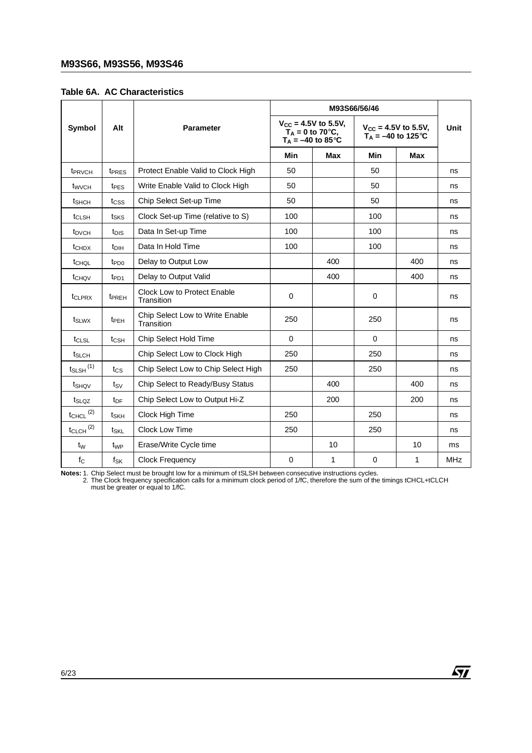**Table 6A. AC Characteristics**

| Symbol | Alt | Parameter | M93S66/56/46 | | | | Unit |
|---|---|---|---|---|---|---|---|
| | | | $V_{CC}$ = 4.5V to 5.5V, $T_A$ = 0 to 70°C, $T_A$ = –40 to 85°C | | $V_{CC}$ = 4.5V to 5.5V, $T_A$ = –40 to 125°C | | |
| | | | Min | Max | Min | Max | |
| $t_{PRVCH}$ | $t_{PRES}$ | Protect Enable Valid to Clock High | 50 | | 50 | | ns |
| $t_{WVCH}$ | $t_{PES}$ | Write Enable Valid to Clock High | 50 | | 50 | | ns |
| $t_{SHCH}$ | $t_{CSS}$ | Chip Select Set-up Time | 50 | | 50 | | ns |
| $t_{CLSH}$ | $t_{SKS}$ | Clock Set-up Time (relative to S) | 100 | | 100 | | ns |
| $t_{DVCH}$ | $t_{DIS}$ | Data In Set-up Time | 100 | | 100 | | ns |
| $t_{CHDX}$ | $t_{DIH}$ | Data In Hold Time | 100 | | 100 | | ns |
| $t_{CHQL}$ | $t_{PD0}$ | Delay to Output Low | | 400 | | 400 | ns |
| $t_{CHQV}$ | $t_{PD1}$ | Delay to Output Valid | | 400 | | 400 | ns |
| $t_{CLPRX}$ | $t_{PREH}$ | Clock Low to Protect Enable Transition | 0 | | 0 | | ns |
| $t_{SLWX}$ | $t_{PEH}$ | Chip Select Low to Write Enable Transition | 250 | | 250 | | ns |
| $t_{CLSL}$ | $t_{CSH}$ | Chip Select Hold Time | 0 | | 0 | | ns |
| $t_{SLCH}$ | | Chip Select Low to Clock High | 250 | | 250 | | ns |
| $t_{SLSH}$ (1) | $t_{CS}$ | Chip Select Low to Chip Select High | 250 | | 250 | | ns |
| $t_{SHQV}$ | $t_{SV}$ | Chip Select to Ready/Busy Status | | 400 | | 400 | ns |
| $t_{SLQZ}$ | $t_{DF}$ | Chip Select Low to Output Hi-Z | | 200 | | 200 | ns |
| $t_{CHCL}$ (2) | $t_{SKH}$ | Clock High Time | 250 | | 250 | | ns |
| $t_{CLCH}$ (2) | $t_{SKL}$ | Clock Low Time | 250 | | 250 | | ns |
| $t_W$ | $t_{WP}$ | Erase/Write Cycle time | | 10 | | 10 | ms |
| $f_C$ | $f_{SK}$ | Clock Frequency | 0 | 1 | 0 | 1 | MHz |

**Notes:** 1. Chip Select must be brought low for a minimum of tSLSH between consecutive instructions cycles.
2. The Clock frequency specification calls for a minimum clock period of 1/fC, therefore the sum of the timings tCHCL+tCLCH must be greater or equal to 1/fC.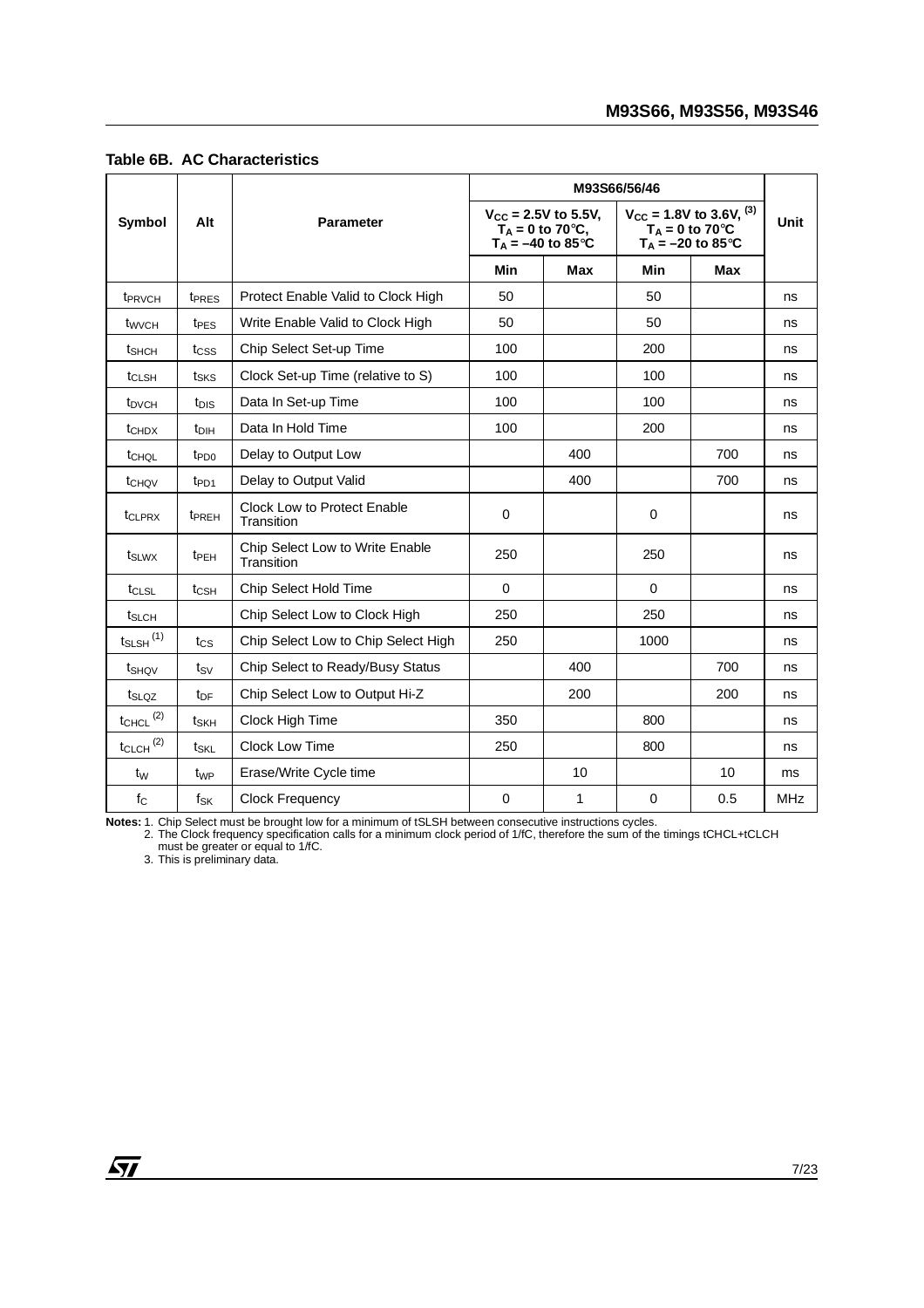**Table 6B. AC Characteristics**

| Symbol | Alt | Parameter | M93S66/56/46 | | | | Unit |
|---|---|---|---|---|---|---|---|
| | | | $V_{CC}$ = 2.5V to 5.5V, $T_A$ = 0 to 70°C, $T_A$ = –40 to 85°C | | $V_{CC}$ = 1.8V to 3.6V, [3] $T_A$ = 0 to 70°C $T_A$ = –20 to 85°C | | |
| | | | Min | Max | Min | Max | |
| $t_{PRVCH}$ | $t_{PRES}$ | Protect Enable Valid to Clock High | 50 | | 50 | | ns |
| $t_{WVCH}$ | $t_{PES}$ | Write Enable Valid to Clock High | 50 | | 50 | | ns |
| $t_{SHCH}$ | $t_{CSS}$ | Chip Select Set-up Time | 100 | | 200 | | ns |
| $t_{CLSH}$ | $t_{SKS}$ | Clock Set-up Time (relative to S) | 100 | | 100 | | ns |
| $t_{DVCH}$ | $t_{DIS}$ | Data In Set-up Time | 100 | | 100 | | ns |
| $t_{CHDX}$ | $t_{DIH}$ | Data In Hold Time | 100 | | 200 | | ns |
| $t_{CHQL}$ | $t_{PD0}$ | Delay to Output Low | | 400 | | 700 | ns |
| $t_{CHQV}$ | $t_{PD1}$ | Delay to Output Valid | | 400 | | 700 | ns |
| $t_{CLPRX}$ | $t_{PREH}$ | Clock Low to Protect Enable Transition | 0 | | 0 | | ns |
| $t_{SLWX}$ | $t_{PEH}$ | Chip Select Low to Write Enable Transition | 250 | | 250 | | ns |
| $t_{CLSL}$ | $t_{CSH}$ | Chip Select Hold Time | 0 | | 0 | | ns |
| $t_{SLCH}$ | | Chip Select Low to Clock High | 250 | | 250 | | ns |
| $t_{SLSH}$ [1] | $t_{CS}$ | Chip Select Low to Chip Select High | 250 | | 1000 | | ns |
| $t_{SHQV}$ | $t_{SV}$ | Chip Select to Ready/Busy Status | | 400 | | 700 | ns |
| $t_{SLQZ}$ | $t_{DF}$ | Chip Select Low to Output Hi-Z | | 200 | | 200 | ns |
| $t_{CHCL}$ [2] | $t_{SKH}$ | Clock High Time | 350 | | 800 | | ns |
| $t_{CLCH}$ [2] | $t_{SKL}$ | Clock Low Time | 250 | | 800 | | ns |
| $t_W$ | $t_{WP}$ | Erase/Write Cycle time | | 10 | | 10 | ms |
| $f_C$ | $f_{SK}$ | Clock Frequency | 0 | 1 | 0 | 0.5 | MHz |

**Notes:** 1. Chip Select must be brought low for a minimum of tSLSH between consecutive instructions cycles.
2. The Clock frequency specification calls for a minimum clock period of 1/fC, therefore the sum of the timings tCHCL+tCLCH must be greater or equal to 1/fC.
3. This is preliminary data.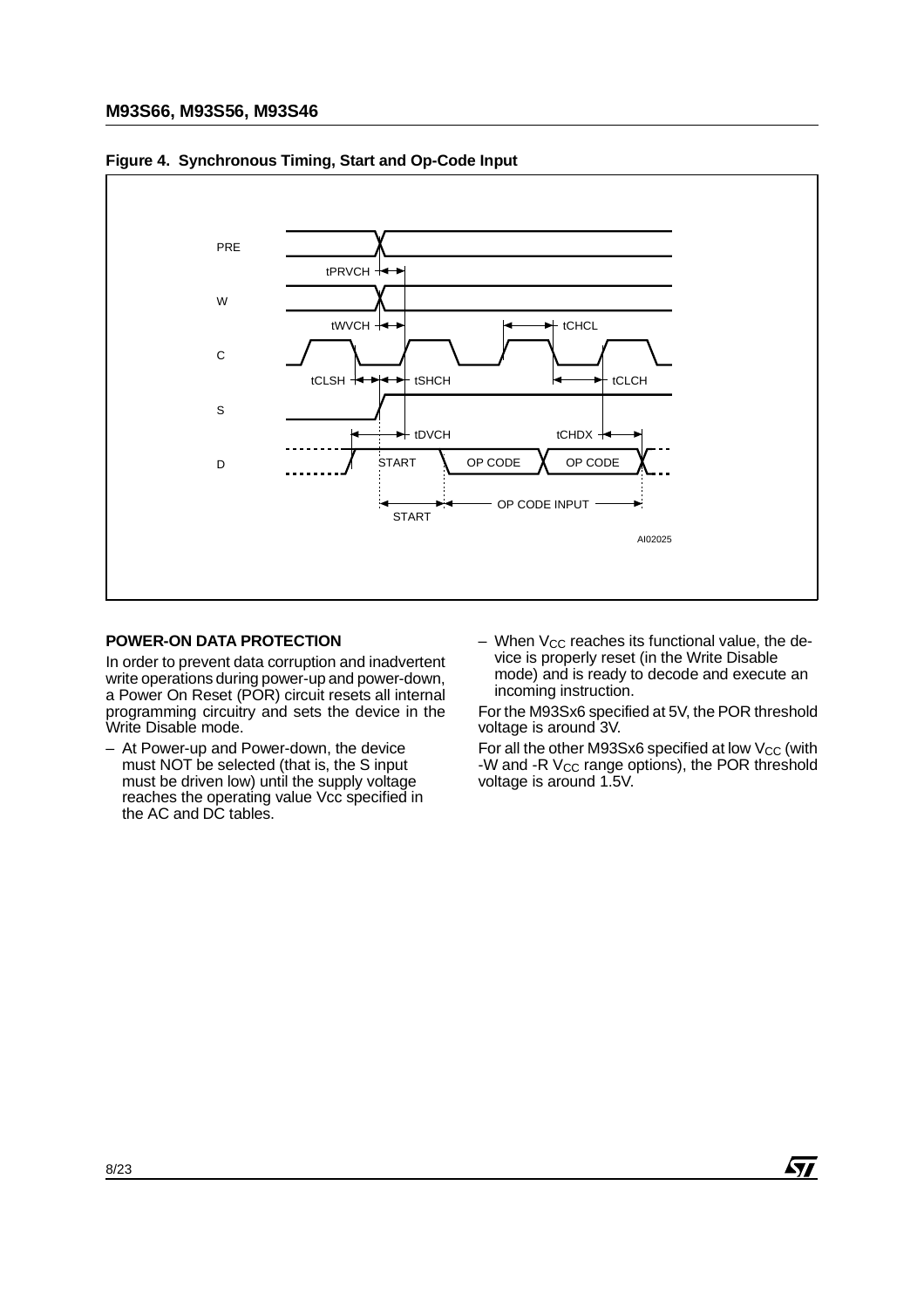**Figure 4. Synchronous Timing, Start and Op-Code Input**

## POWER-ON DATA PROTECTION

In order to prevent data corruption and inadvertent write operations during power-up and power-down, a Power On Reset (POR) circuit resets all internal programming circuitry and sets the device in the Write Disable mode.

– At Power-up and Power-down, the device must NOT be selected (that is, the S input must be driven low) until the supply voltage reaches the operating value Vcc specified in the AC and DC tables.

– When $V_{CC}$ reaches its functional value, the device is properly reset (in the Write Disable mode) and is ready to decode and execute an incoming instruction.

For the M93Sx6 specified at 5V, the POR threshold voltage is around 3V.

For all the other M93Sx6 specified at low $V_{CC}$ (with -W and -R $V_{CC}$ range options), the POR threshold voltage is around 1.5V.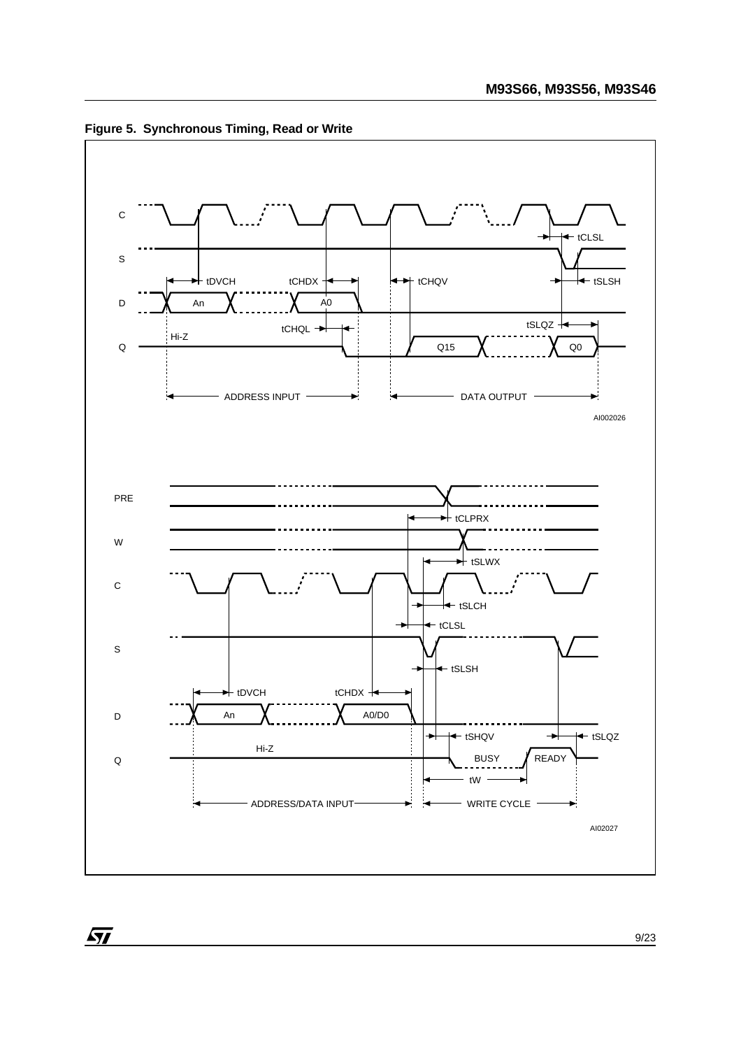**Figure 5. Synchronous Timing, Read or Write**

C

S

D

Q

tCLSL

tDVCH

tCHDX

tCHQV

tSLSH

An

A0

tSLQZ

tCHQL

Hi-Z

Q15

Q0

ADDRESS INPUT

DATA OUTPUT

AI002026

PRE

tCLPRX

W

tSLWX

C

tSLCH

tCLSL

S

tSLSH

tDVCH

tCHDX

D

An

A0/D0

tSHQV

tSLQZ

Hi-Z

Q

BUSY

READY

tW

ADDRESS/DATA INPUT

WRITE CYCLE

AI02027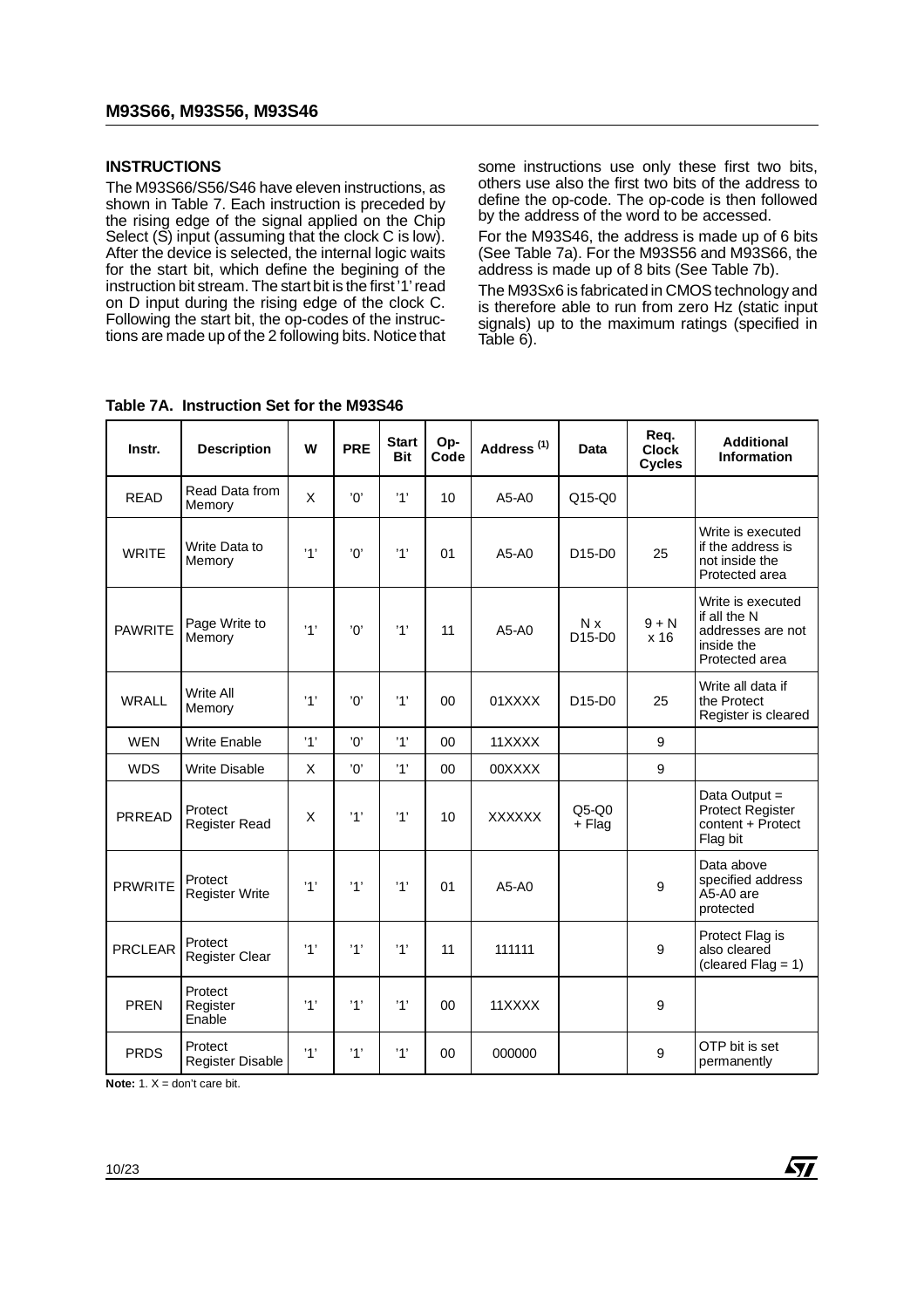## INSTRUCTIONS

The M93S66/S56/S46 have eleven instructions, as shown in Table 7. Each instruction is preceded by the rising edge of the signal applied on the Chip Select (S̄) input (assuming that the clock C is low). After the device is selected, the internal logic waits for the start bit, which define the begining of the instruction bit stream. The start bit is the first '1' read on D input during the rising edge of the clock C. Following the start bit, the op-codes of the instructions are made up of the 2 following bits. Notice that some instructions use only these first two bits, others use also the first two bits of the address to define the op-code. The op-code is then followed by the address of the word to be accessed.

For the M93S46, the address is made up of 6 bits (See Table 7a). For the M93S56 and M93S66, the address is made up of 8 bits (See Table 7b).

The M93Sx6 is fabricated in CMOS technology and is therefore able to run from zero Hz (static input signals) up to the maximum ratings (specified in Table 6).

**Table 7A. Instruction Set for the M93S46**

| Instr. | Description | W | PRE | Start Bit | Op-Code | Address (1) | Data | Req. Clock Cycles | Additional Information |
|---|---|---|---|---|---|---|---|---|---|
| READ | Read Data from Memory | X | '0' | '1' | 10 | A5-A0 | Q15-Q0 | | |
| WRITE | Write Data to Memory | '1' | '0' | '1' | 01 | A5-A0 | D15-D0 | 25 | Write is executed if the address is not inside the Protected area |
| PAWRITE | Page Write to Memory | '1' | '0' | '1' | 11 | A5-A0 | N x D15-D0 | 9 + N x 16 | Write is executed if all the N addresses are not inside the Protected area |
| WRALL | Write All Memory | '1' | '0' | '1' | 00 | 01XXXX | D15-D0 | 25 | Write all data if the Protect Register is cleared |
| WEN | Write Enable | '1' | '0' | '1' | 00 | 11XXXX | | 9 | |
| WDS | Write Disable | X | '0' | '1' | 00 | 00XXXX | | 9 | |
| PRREAD | Protect Register Read | X | '1' | '1' | 10 | XXXXXX | Q5-Q0 + Flag | | Data Output = Protect Register content + Protect Flag bit |
| PRWRITE | Protect Register Write | '1' | '1' | '1' | 01 | A5-A0 | | 9 | Data above specified address A5-A0 are protected |
| PRCLEAR | Protect Register Clear | '1' | '1' | '1' | 11 | 111111 | | 9 | Protect Flag is also cleared (cleared Flag = 1) |
| PREN | Protect Register Enable | '1' | '1' | '1' | 00 | 11XXXX | | 9 | |
| PRDS | Protect Register Disable | '1' | '1' | '1' | 00 | 000000 | | 9 | OTP bit is set permanently |

**Note:** 1. X = don't care bit.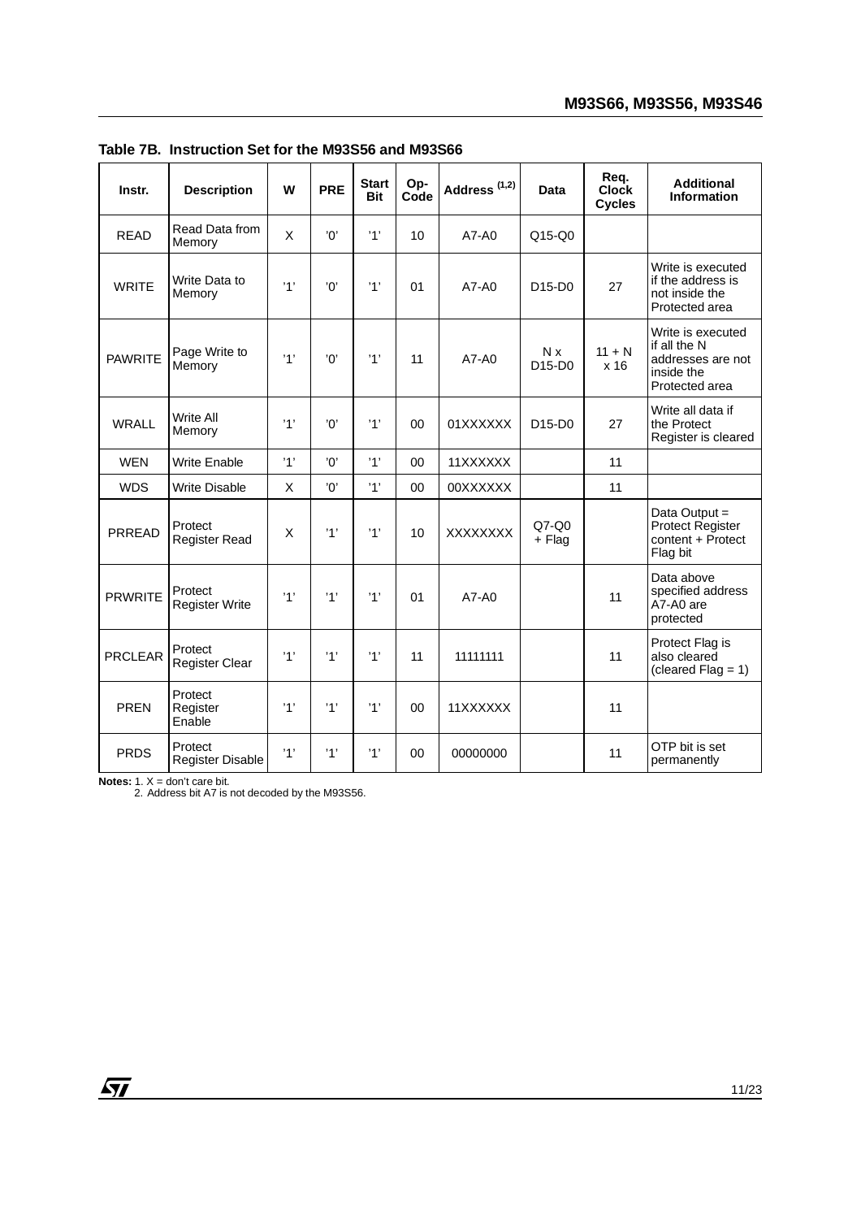**Table 7B. Instruction Set for the M93S56 and M93S66**

| Instr. | Description | W | PRE | Start Bit | Op-Code | Address [(1,2)] | Data | Req. Clock Cycles | Additional Information |
|---|---|---|---|---|---|---|---|---|---|
| READ | Read Data from Memory | X | '0' | '1' | 10 | A7-A0 | Q15-Q0 | | |
| WRITE | Write Data to Memory | '1' | '0' | '1' | 01 | A7-A0 | D15-D0 | 27 | Write is executed if the address is not inside the Protected area |
| PAWRITE | Page Write to Memory | '1' | '0' | '1' | 11 | A7-A0 | N x D15-D0 | 11 + N x 16 | Write is executed if all the N addresses are not inside the Protected area |
| WRALL | Write All Memory | '1' | '0' | '1' | 00 | 01XXXXXX | D15-D0 | 27 | Write all data if the Protect Register is cleared |
| WEN | Write Enable | '1' | '0' | '1' | 00 | 11XXXXXX | | 11 | |
| WDS | Write Disable | X | '0' | '1' | 00 | 00XXXXXX | | 11 | |
| PRREAD | Protect Register Read | X | '1' | '1' | 10 | XXXXXXXX | Q7-Q0 + Flag | | Data Output = Protect Register content + Protect Flag bit |
| PRWRITE | Protect Register Write | '1' | '1' | '1' | 01 | A7-A0 | | 11 | Data above specified address A7-A0 are protected |
| PRCLEAR | Protect Register Clear | '1' | '1' | '1' | 11 | 11111111 | | 11 | Protect Flag is also cleared (cleared Flag = 1) |
| PREN | Protect Register Enable | '1' | '1' | '1' | 00 | 11XXXXXX | | 11 | |
| PRDS | Protect Register Disable | '1' | '1' | '1' | 00 | 00000000 | | 11 | OTP bit is set permanently |

**Notes:** 1. X = don't care bit.
2. Address bit A7 is not decoded by the M93S56.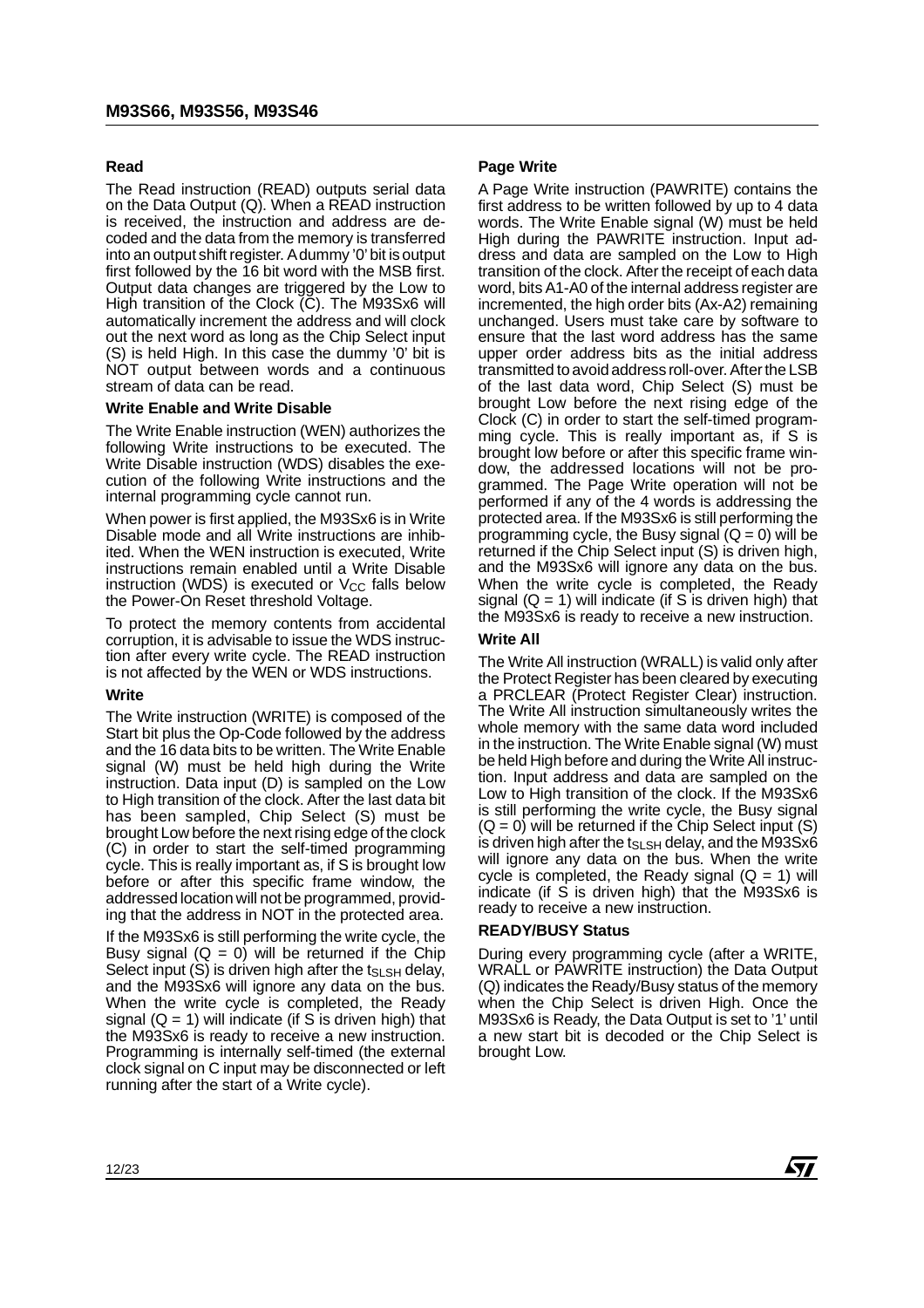### Read

The Read instruction (READ) outputs serial data on the Data Output (Q). When a READ instruction is received, the instruction and address are decoded and the data from the memory is transferred into an output shift register. A dummy '0' bit is output first followed by the 16 bit word with the MSB first. Output data changes are triggered by the Low to High transition of the Clock (C). The M93Sx6 will automatically increment the address and will clock out the next word as long as the Chip Select input (S) is held High. In this case the dummy '0' bit is NOT output between words and a continuous stream of data can be read.

### Write Enable and Write Disable

The Write Enable instruction (WEN) authorizes the following Write instructions to be executed. The Write Disable instruction (WDS) disables the execution of the following Write instructions and the internal programming cycle cannot run.

When power is first applied, the M93Sx6 is in Write Disable mode and all Write instructions are inhibited. When the WEN instruction is executed, Write instructions remain enabled until a Write Disable instruction (WDS) is executed or $V_{CC}$ falls below the Power-On Reset threshold Voltage.

To protect the memory contents from accidental corruption, it is advisable to issue the WDS instruction after every write cycle. The READ instruction is not affected by the WEN or WDS instructions.

### Write

The Write instruction (WRITE) is composed of the Start bit plus the Op-Code followed by the address and the 16 data bits to be written. The Write Enable signal (W) must be held high during the Write instruction. Data input (D) is sampled on the Low to High transition of the clock. After the last data bit has been sampled, Chip Select (S) must be brought Low before the next rising edge of the clock (C) in order to start the self-timed programming cycle. This is really important as, if S is brought low before or after this specific frame window, the addressed location will not be programmed, providing that the address in NOT in the protected area.

If the M93Sx6 is still performing the write cycle, the Busy signal (Q = 0) will be returned if the Chip Select input (S) is driven high after the $t_{SLSH}$ delay, and the M93Sx6 will ignore any data on the bus. When the write cycle is completed, the Ready signal (Q = 1) will indicate (if S is driven high) that the M93Sx6 is ready to receive a new instruction. Programming is internally self-timed (the external clock signal on C input may be disconnected or left running after the start of a Write cycle).

### Page Write

A Page Write instruction (PAWRITE) contains the first address to be written followed by up to 4 data words. The Write Enable signal (W) must be held High during the PAWRITE instruction. Input address and data are sampled on the Low to High transition of the clock. After the receipt of each data word, bits A1-A0 of the internal address register are incremented, the high order bits (Ax-A2) remaining unchanged. Users must take care by software to ensure that the last word address has the same upper order address bits as the initial address transmitted to avoid address roll-over. After the LSB of the last data word, Chip Select (S) must be brought Low before the next rising edge of the Clock (C) in order to start the self-timed programming cycle. This is really important as, if S is brought low before or after this specific frame window, the addressed locations will not be programmed. The Page Write operation will not be performed if any of the 4 words is addressing the protected area. If the M93Sx6 is still performing the programming cycle, the Busy signal (Q = 0) will be returned if the Chip Select input (S) is driven high, and the M93Sx6 will ignore any data on the bus. When the write cycle is completed, the Ready signal (Q = 1) will indicate (if S is driven high) that the M93Sx6 is ready to receive a new instruction.

### Write All

The Write All instruction (WRALL) is valid only after the Protect Register has been cleared by executing a PRCLEAR (Protect Register Clear) instruction. The Write All instruction simultaneously writes the whole memory with the same data word included in the instruction. The Write Enable signal (W) must be held High before and during the Write All instruction. Input address and data are sampled on the Low to High transition of the clock. If the M93Sx6 is still performing the write cycle, the Busy signal (Q = 0) will be returned if the Chip Select input (S) is driven high after the $t_{SLSH}$ delay, and the M93Sx6 will ignore any data on the bus. When the write cycle is completed, the Ready signal (Q = 1) will indicate (if S is driven high) that the M93Sx6 is ready to receive a new instruction.

### READY/BUSY Status

During every programming cycle (after a WRITE, WRALL or PAWRITE instruction) the Data Output (Q) indicates the Ready/Busy status of the memory when the Chip Select is driven High. Once the M93Sx6 is Ready, the Data Output is set to '1' until a new start bit is decoded or the Chip Select is brought Low.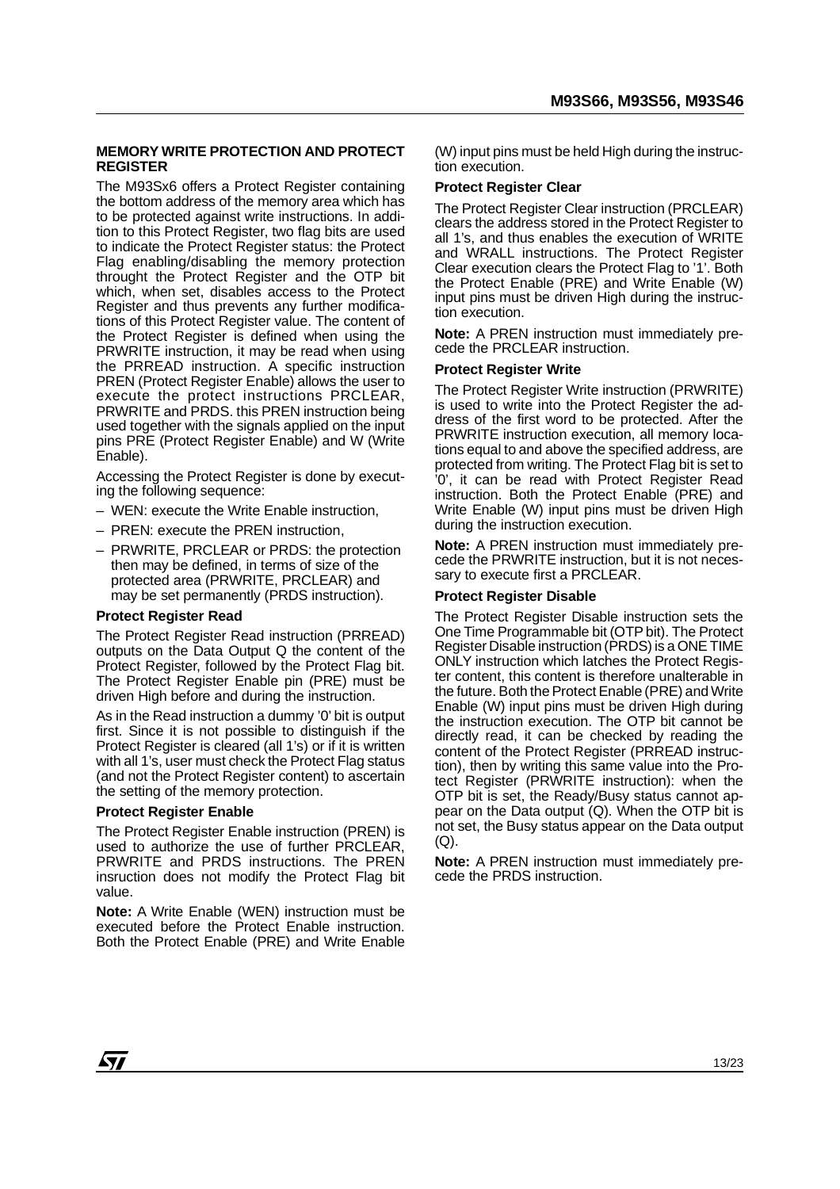## MEMORY WRITE PROTECTION AND PROTECT REGISTER

The M93Sx6 offers a Protect Register containing the bottom address of the memory area which has to be protected against write instructions. In addition to this Protect Register, two flag bits are used to indicate the Protect Register status: the Protect Flag enabling/disabling the memory protection throught the Protect Register and the OTP bit which, when set, disables access to the Protect Register and thus prevents any further modifications of this Protect Register value. The content of the Protect Register is defined when using the PRWRITE instruction, it may be read when using the PRREAD instruction. A specific instruction PREN (Protect Register Enable) allows the user to execute the protect instructions PRCLEAR, PRWRITE and PRDS. this PREN instruction being used together with the signals applied on the input pins PRE (Protect Register Enable) and W (Write Enable).

Accessing the Protect Register is done by executing the following sequence:

– WEN: execute the Write Enable instruction,
– PREN: execute the PREN instruction,
– PRWRITE, PRCLEAR or PRDS: the protection then may be defined, in terms of size of the protected area (PRWRITE, PRCLEAR) and may be set permanently (PRDS instruction).

### Protect Register Read

The Protect Register Read instruction (PRREAD) outputs on the Data Output Q the content of the Protect Register, followed by the Protect Flag bit. The Protect Register Enable pin (PRE) must be driven High before and during the instruction.

As in the Read instruction a dummy '0' bit is output first. Since it is not possible to distinguish if the Protect Register is cleared (all 1's) or if it is written with all 1's, user must check the Protect Flag status (and not the Protect Register content) to ascertain the setting of the memory protection.

### Protect Register Enable

The Protect Register Enable instruction (PREN) is used to authorize the use of further PRCLEAR, PRWRITE and PRDS instructions. The PREN insruction does not modify the Protect Flag bit value.

**Note:** A Write Enable (WEN) instruction must be executed before the Protect Enable instruction. Both the Protect Enable (PRE) and Write Enable (W) input pins must be held High during the instruction execution.

### Protect Register Clear

The Protect Register Clear instruction (PRCLEAR) clears the address stored in the Protect Register to all 1's, and thus enables the execution of WRITE and WRALL instructions. The Protect Register Clear execution clears the Protect Flag to '1'. Both the Protect Enable (PRE) and Write Enable (W) input pins must be driven High during the instruction execution.

**Note:** A PREN instruction must immediately precede the PRCLEAR instruction.

### Protect Register Write

The Protect Register Write instruction (PRWRITE) is used to write into the Protect Register the address of the first word to be protected. After the PRWRITE instruction execution, all memory locations equal to and above the specified address, are protected from writing. The Protect Flag bit is set to '0', it can be read with Protect Register Read instruction. Both the Protect Enable (PRE) and Write Enable (W) input pins must be driven High during the instruction execution.

**Note:** A PREN instruction must immediately precede the PRWRITE instruction, but it is not necessary to execute first a PRCLEAR.

### Protect Register Disable

The Protect Register Disable instruction sets the One Time Programmable bit (OTP bit). The Protect Register Disable instruction (PRDS) is a ONE TIME ONLY instruction which latches the Protect Register content, this content is therefore unalterable in the future. Both the Protect Enable (PRE) and Write Enable (W) input pins must be driven High during the instruction execution. The OTP bit cannot be directly read, it can be checked by reading the content of the Protect Register (PRREAD instruction), then by writing this same value into the Protect Register (PRWRITE instruction): when the OTP bit is set, the Ready/Busy status cannot appear on the Data output (Q). When the OTP bit is not set, the Busy status appear on the Data output (Q).

**Note:** A PREN instruction must immediately precede the PRDS instruction.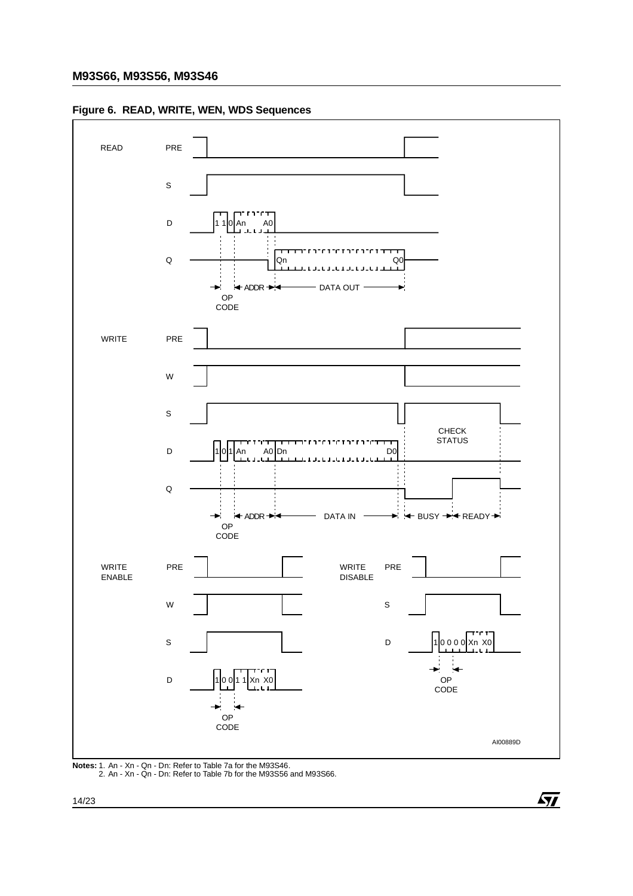**Figure 6. READ, WRITE, WEN, WDS Sequences**

**Notes:** 1. An - Xn - Qn - Dn: Refer to Table 7a for the M93S46.
2. An - Xn - Qn - Dn: Refer to Table 7b for the M93S56 and M93S66.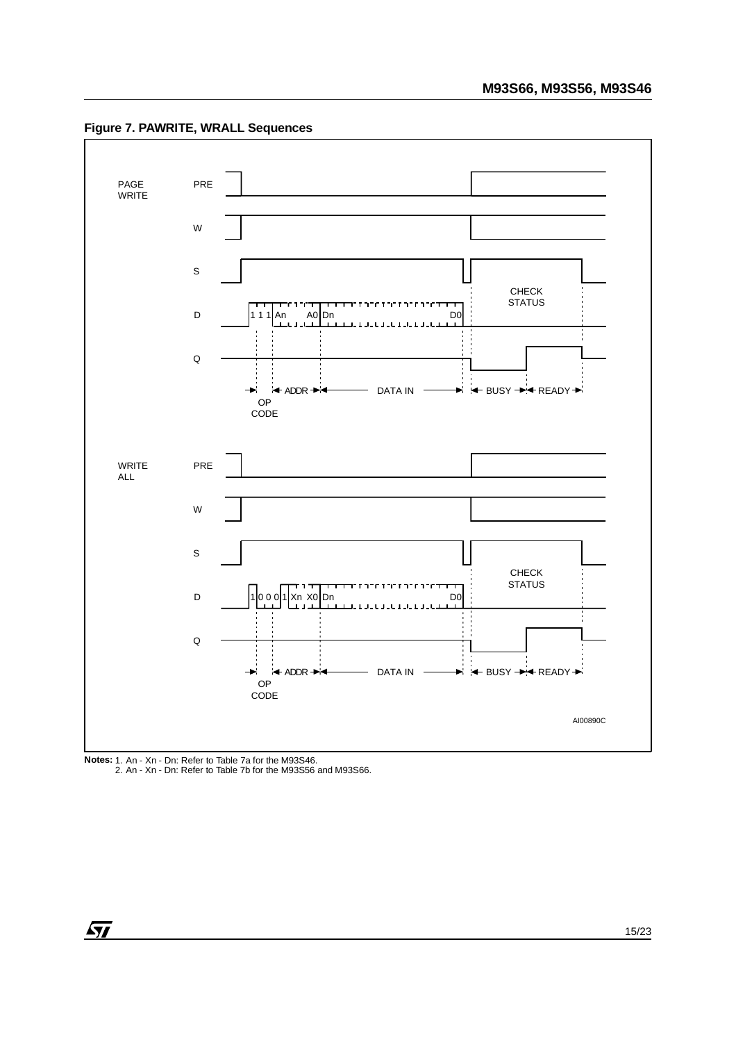**Figure 7. PAWRITE, WRALL Sequences**

PAGE WRITE

PRE

W

S

D: 1 1 1 An A0 Dn D0 — CHECK STATUS

Q

OP CODE — ADDR — DATA IN — BUSY — READY

WRITE ALL

PRE

W

S

D: 1 0 0 0 1 Xn X0 Dn D0 — CHECK STATUS

Q

OP CODE — ADDR — DATA IN — BUSY — READY

AI00890C

**Notes:** 1. An - Xn - Dn: Refer to Table 7a for the M93S46.
2. An - Xn - Dn: Refer to Table 7b for the M93S56 and M93S66.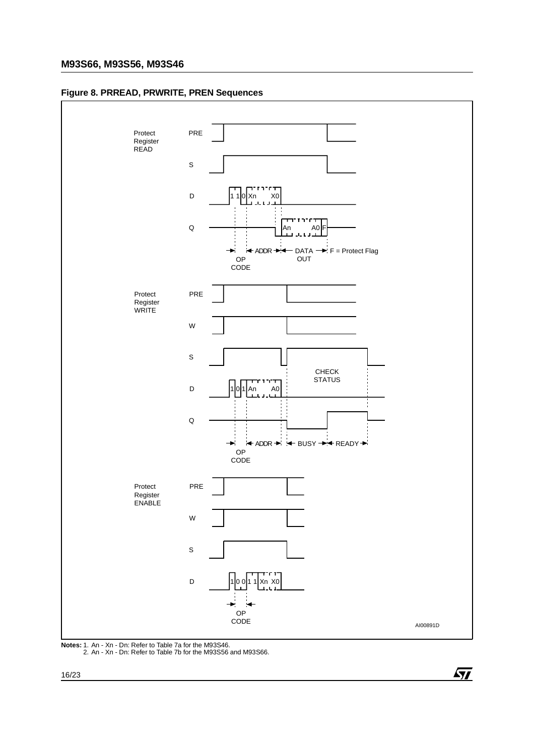**Figure 8. PRREAD, PRWRITE, PREN Sequences**

**Notes:** 1. An - Xn - Dn: Refer to Table 7a for the M93S46.
2. An - Xn - Dn: Refer to Table 7b for the M93S56 and M93S66.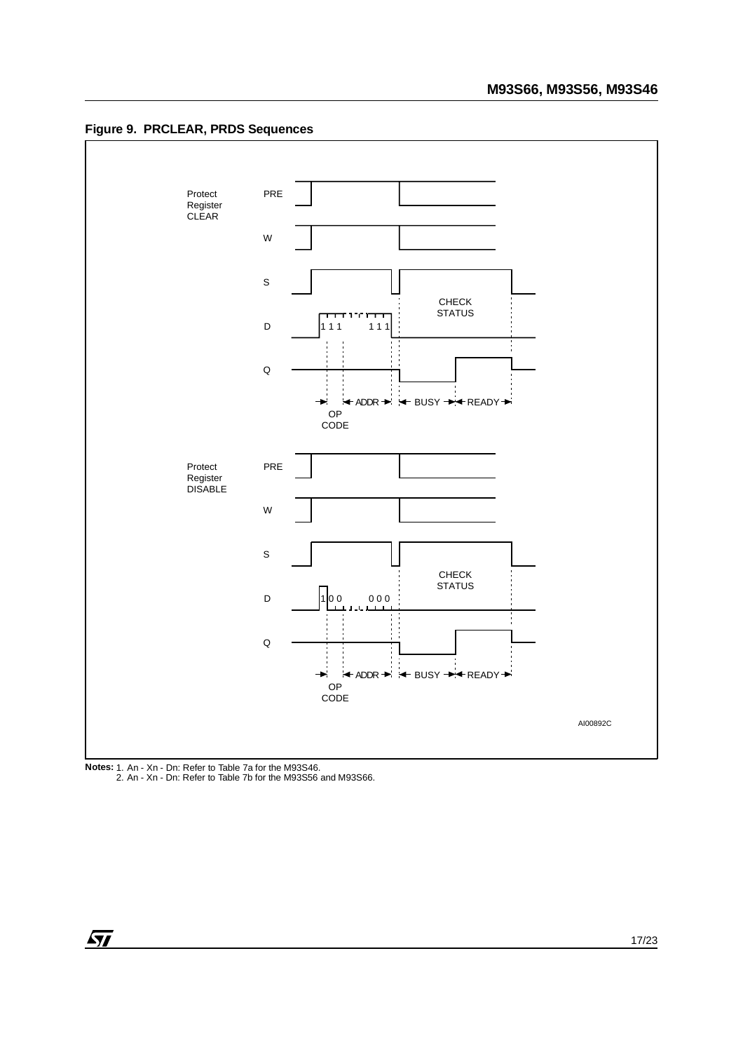**Figure 9. PRCLEAR, PRDS Sequences**

Notes: 1. An - Xn - Dn: Refer to Table 7a for the M93S46.
2. An - Xn - Dn: Refer to Table 7b for the M93S56 and M93S66.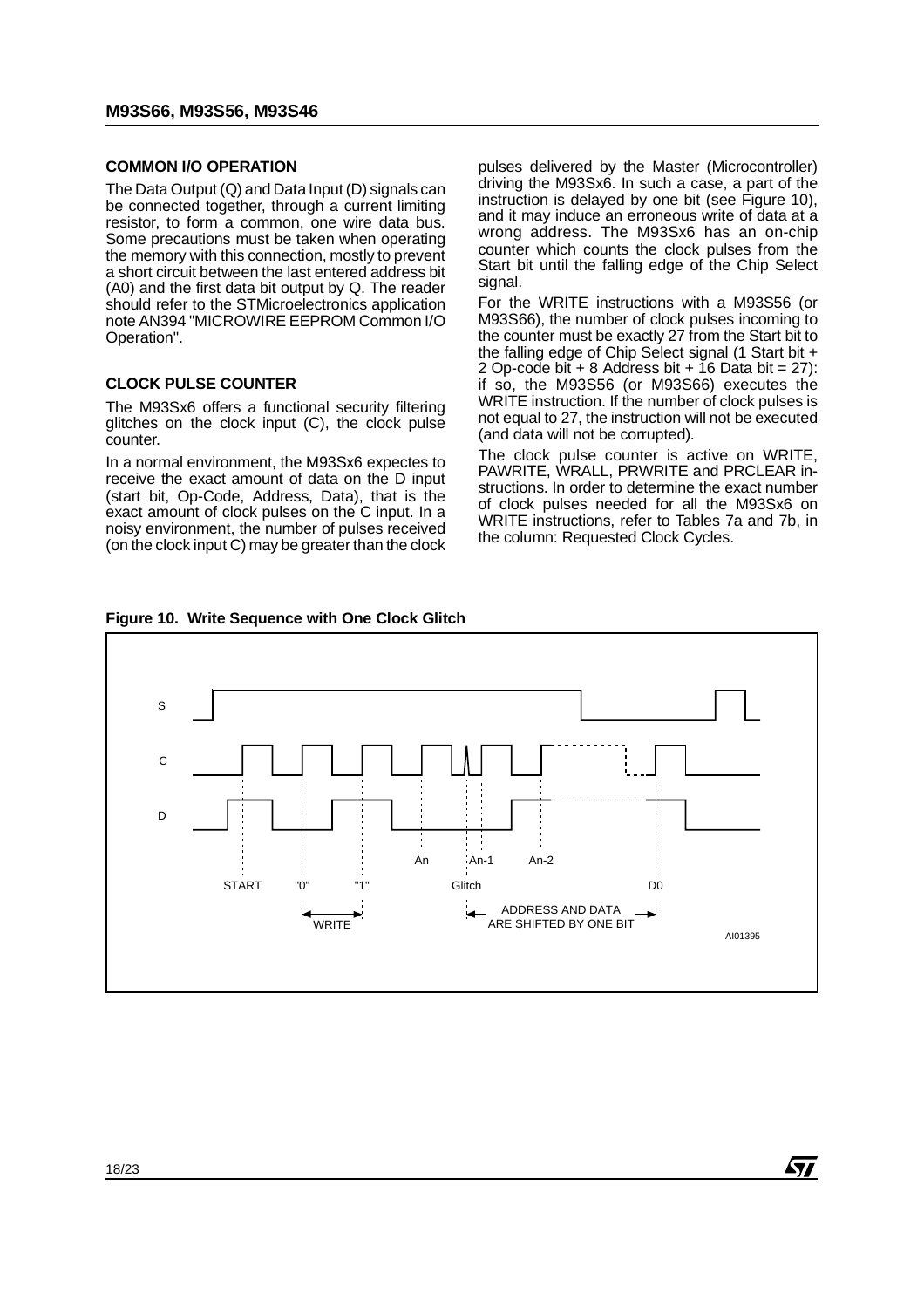## COMMON I/O OPERATION

The Data Output (Q) and Data Input (D) signals can be connected together, through a current limiting resistor, to form a common, one wire data bus. Some precautions must be taken when operating the memory with this connection, mostly to prevent a short circuit between the last entered address bit (A0) and the first data bit output by Q. The reader should refer to the STMicroelectronics application note AN394 "MICROWIRE EEPROM Common I/O Operation".

## CLOCK PULSE COUNTER

The M93Sx6 offers a functional security filtering glitches on the clock input (C), the clock pulse counter.

In a normal environment, the M93Sx6 expectes to receive the exact amount of data on the D input (start bit, Op-Code, Address, Data), that is the exact amount of clock pulses on the C input. In a noisy environment, the number of pulses received (on the clock input C) may be greater than the clock pulses delivered by the Master (Microcontroller) driving the M93Sx6. In such a case, a part of the instruction is delayed by one bit (see Figure 10), and it may induce an erroneous write of data at a wrong address. The M93Sx6 has an on-chip counter which counts the clock pulses from the Start bit until the falling edge of the Chip Select signal.

For the WRITE instructions with a M93S56 (or M93S66), the number of clock pulses incoming to the counter must be exactly 27 from the Start bit to the falling edge of Chip Select signal (1 Start bit + 2 Op-code bit + 8 Address bit + 16 Data bit = 27): if so, the M93S56 (or M93S66) executes the WRITE instruction. If the number of clock pulses is not equal to 27, the instruction will not be executed (and data will not be corrupted).

The clock pulse counter is active on WRITE, PAWRITE, WRALL, PRWRITE and PRCLEAR instructions. In order to determine the exact number of clock pulses needed for all the M93Sx6 on WRITE instructions, refer to Tables 7a and 7b, in the column: Requested Clock Cycles.

**Figure 10. Write Sequence with One Clock Glitch**

S

C

D

An An-1 An-2

START "0" "1" Glitch D0

WRITE ADDRESS AND DATA ARE SHIFTED BY ONE BIT

AI01395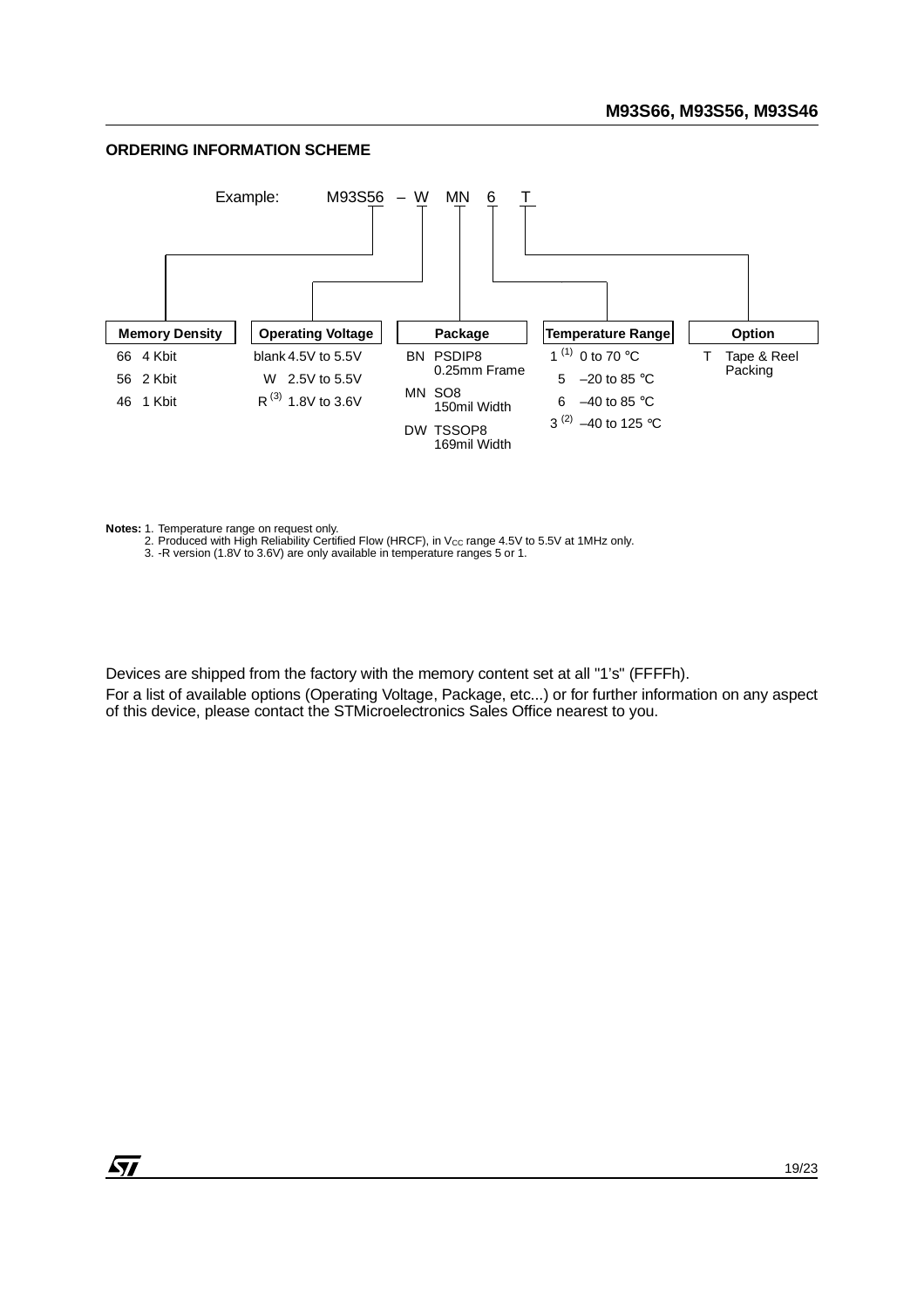**ORDERING INFORMATION SCHEME**

Example: M93S56 – W MN 6 T

| Memory Density | Operating Voltage | Package | Temperature Range | Option |
|---|---|---|---|---|
| 66 4 Kbit | blank 4.5V to 5.5V | BN PSDIP8 0.25mm Frame | 1 [1] 0 to 70 °C | T Tape & Reel Packing |
| 56 2 Kbit | W 2.5V to 5.5V | MN SO8 150mil Width | 5 –20 to 85 °C | |
| 46 1 Kbit | R [3] 1.8V to 3.6V | DW TSSOP8 169mil Width | 6 –40 to 85 °C | |
| | | | 3 [2] –40 to 125 °C | |

**Notes:** 1. Temperature range on request only.
2. Produced with High Reliability Certified Flow (HRCF), in $V_{CC}$ range 4.5V to 5.5V at 1MHz only.
3. -R version (1.8V to 3.6V) are only available in temperature ranges 5 or 1.

Devices are shipped from the factory with the memory content set at all "1's" (FFFFh).

For a list of available options (Operating Voltage, Package, etc...) or for further information on any aspect of this device, please contact the STMicroelectronics Sales Office nearest to you.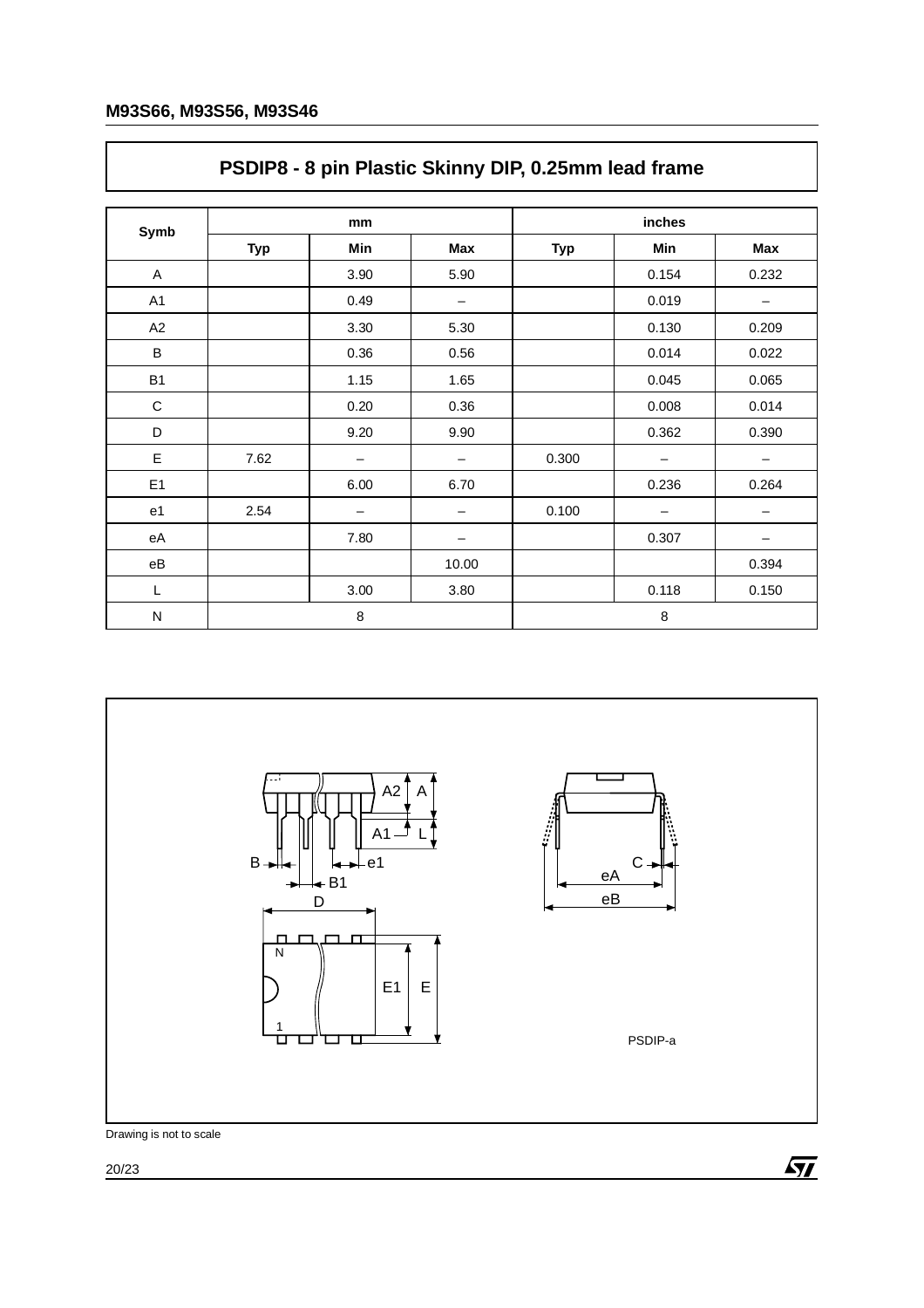## PSDIP8 - 8 pin Plastic Skinny DIP, 0.25mm lead frame

| Symb | mm | | | inches | | |
|---|---|---|---|---|---|---|
| | Typ | Min | Max | Typ | Min | Max |
| A | | 3.90 | 5.90 | | 0.154 | 0.232 |
| A1 | | 0.49 | – | | 0.019 | – |
| A2 | | 3.30 | 5.30 | | 0.130 | 0.209 |
| B | | 0.36 | 0.56 | | 0.014 | 0.022 |
| B1 | | 1.15 | 1.65 | | 0.045 | 0.065 |
| C | | 0.20 | 0.36 | | 0.008 | 0.014 |
| D | | 9.20 | 9.90 | | 0.362 | 0.390 |
| E | 7.62 | – | – | 0.300 | – | – |
| E1 | | 6.00 | 6.70 | | 0.236 | 0.264 |
| e1 | 2.54 | – | – | 0.100 | – | – |
| eA | | 7.80 | – | | 0.307 | – |
| eB | | | 10.00 | | | 0.394 |
| L | | 3.00 | 3.80 | | 0.118 | 0.150 |
| N | 8 | | | 8 | | |

Drawing is not to scale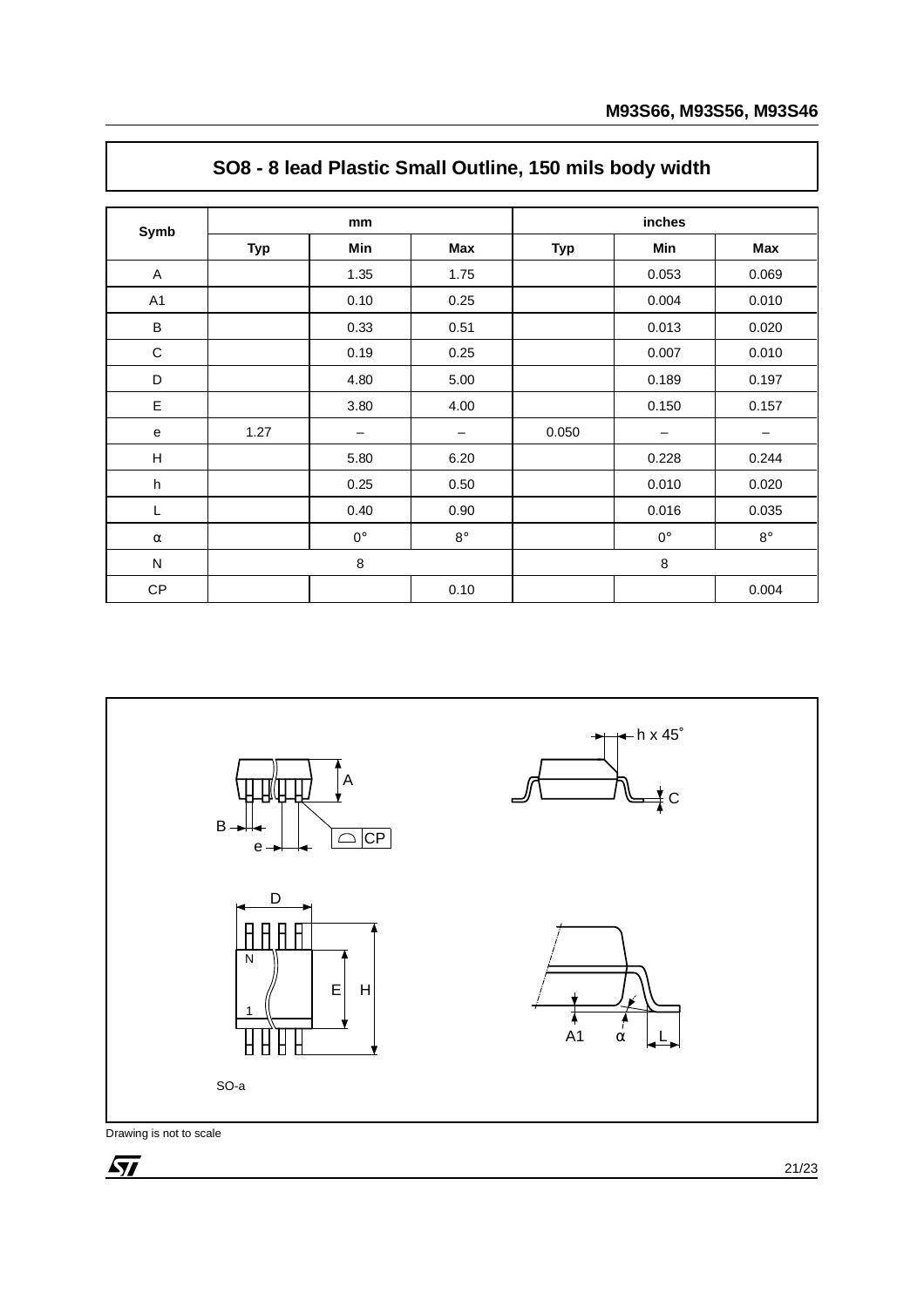## SO8 - 8 lead Plastic Small Outline, 150 mils body width

| Symb | mm | | | inches | | |
|---|---|---|---|---|---|---|
| | Typ | Min | Max | Typ | Min | Max |
| A | | 1.35 | 1.75 | | 0.053 | 0.069 |
| A1 | | 0.10 | 0.25 | | 0.004 | 0.010 |
| B | | 0.33 | 0.51 | | 0.013 | 0.020 |
| C | | 0.19 | 0.25 | | 0.007 | 0.010 |
| D | | 4.80 | 5.00 | | 0.189 | 0.197 |
| E | | 3.80 | 4.00 | | 0.150 | 0.157 |
| e | 1.27 | – | – | 0.050 | – | – |
| H | | 5.80 | 6.20 | | 0.228 | 0.244 |
| h | | 0.25 | 0.50 | | 0.010 | 0.020 |
| L | | 0.40 | 0.90 | | 0.016 | 0.035 |
| α | | 0° | 8° | | 0° | 8° |
| N | 8 | | | 8 | | |
| CP | | | 0.10 | | | 0.004 |

SO-a

Drawing is not to scale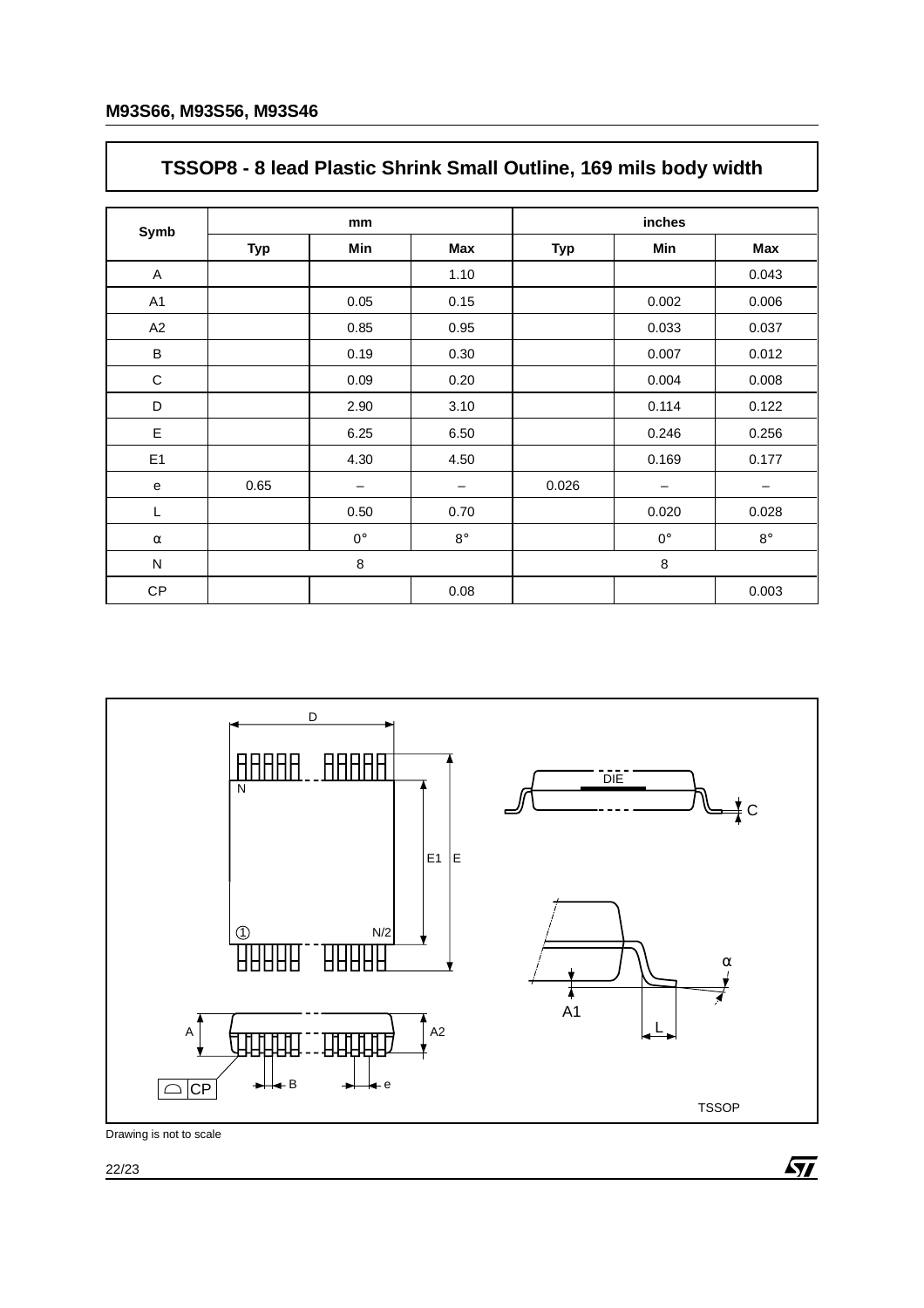## TSSOP8 - 8 lead Plastic Shrink Small Outline, 169 mils body width

| Symb | mm | | | inches | | |
|---|---|---|---|---|---|---|
| | Typ | Min | Max | Typ | Min | Max |
| A | | | 1.10 | | | 0.043 |
| A1 | | 0.05 | 0.15 | | 0.002 | 0.006 |
| A2 | | 0.85 | 0.95 | | 0.033 | 0.037 |
| B | | 0.19 | 0.30 | | 0.007 | 0.012 |
| C | | 0.09 | 0.20 | | 0.004 | 0.008 |
| D | | 2.90 | 3.10 | | 0.114 | 0.122 |
| E | | 6.25 | 6.50 | | 0.246 | 0.256 |
| E1 | | 4.30 | 4.50 | | 0.169 | 0.177 |
| e | 0.65 | – | – | 0.026 | – | – |
| L | | 0.50 | 0.70 | | 0.020 | 0.028 |
| α | | 0° | 8° | | 0° | 8° |
| N | 8 | | | 8 | | |
| CP | | | 0.08 | | | 0.003 |

Drawing is not to scale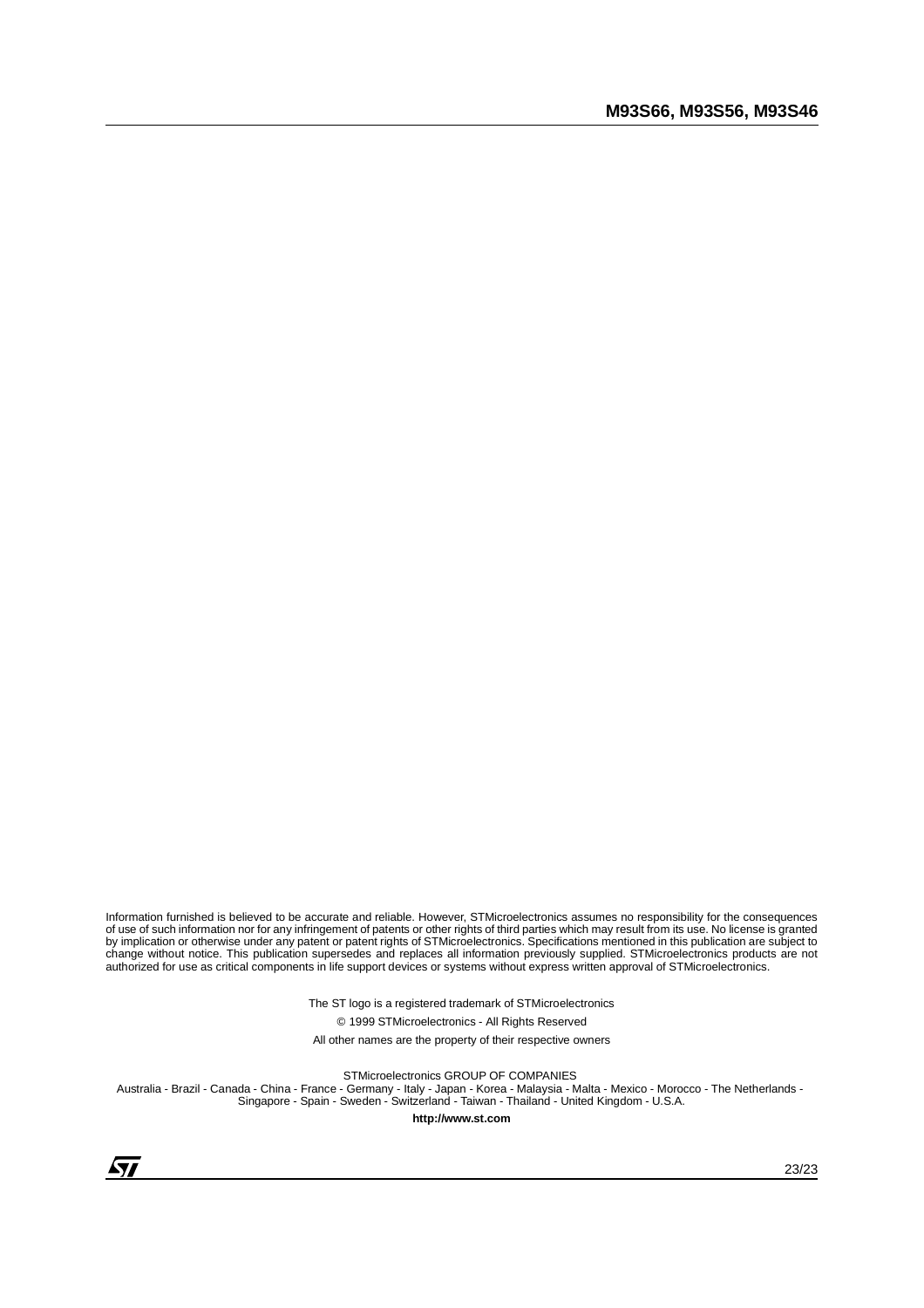Information furnished is believed to be accurate and reliable. However, STMicroelectronics assumes no responsibility for the consequences of use of such information nor for any infringement of patents or other rights of third parties which may result from its use. No license is granted by implication or otherwise under any patent or patent rights of STMicroelectronics. Specifications mentioned in this publication are subject to change without notice. This publication supersedes and replaces all information previously supplied. STMicroelectronics products are not authorized for use as critical components in life support devices or systems without express written approval of STMicroelectronics.

The ST logo is a registered trademark of STMicroelectronics

© 1999 STMicroelectronics - All Rights Reserved

All other names are the property of their respective owners

STMicroelectronics GROUP OF COMPANIES

Australia - Brazil - Canada - China - France - Germany - Italy - Japan - Korea - Malaysia - Malta - Mexico - Morocco - The Netherlands - Singapore - Spain - Sweden - Switzerland - Taiwan - Thailand - United Kingdom - U.S.A.

**http://www.st.com**